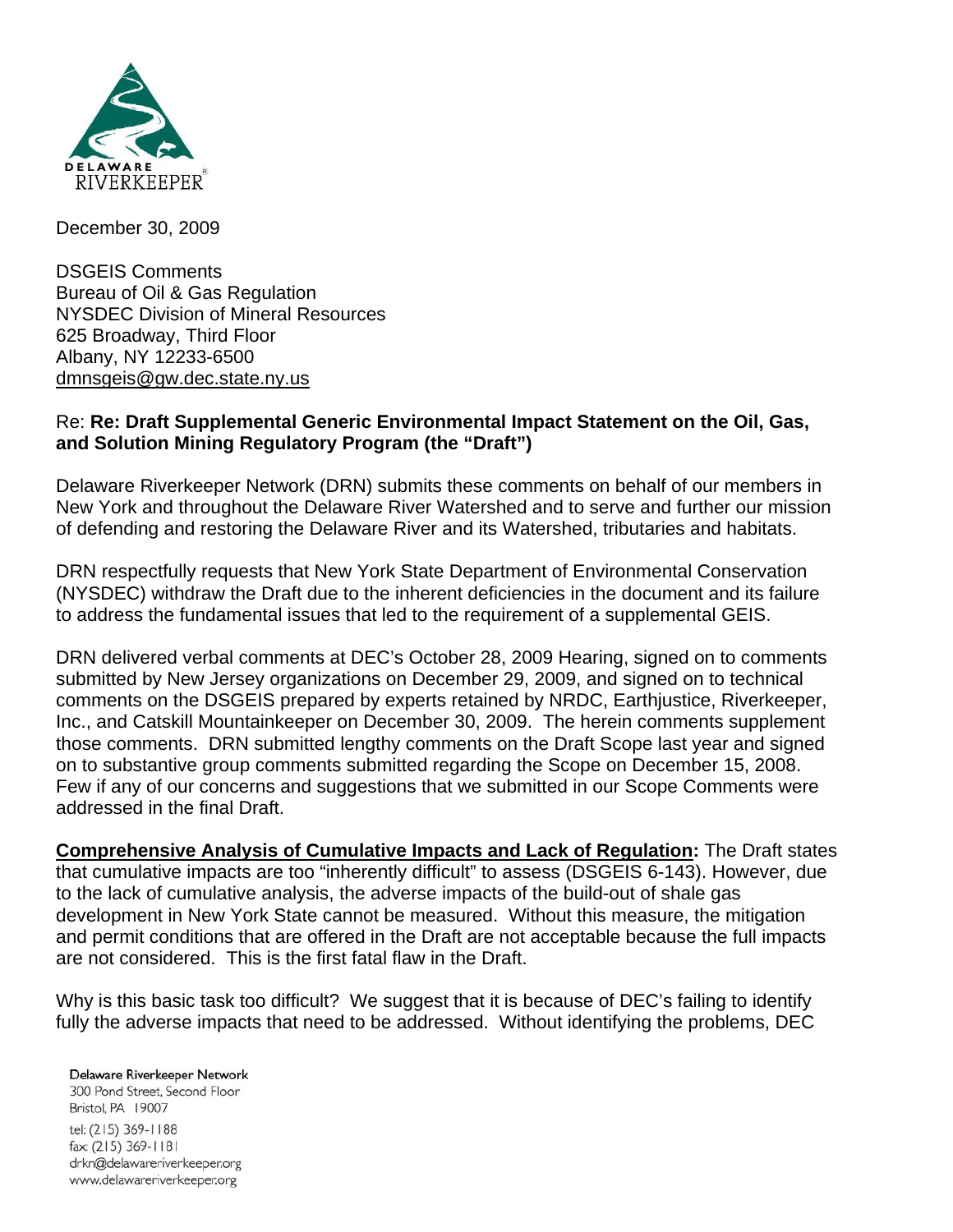DELAWARE RIVERKEEPER®

December 30, 2009

DSGEIS Comments
Bureau of Oil & Gas Regulation
NYSDEC Division of Mineral Resources
625 Broadway, Third Floor
Albany, NY 12233-6500
dmnsgeis@gw.dec.state.ny.us

Re: **Re: Draft Supplemental Generic Environmental Impact Statement on the Oil, Gas, and Solution Mining Regulatory Program (the "Draft")**

Delaware Riverkeeper Network (DRN) submits these comments on behalf of our members in New York and throughout the Delaware River Watershed and to serve and further our mission of defending and restoring the Delaware River and its Watershed, tributaries and habitats.

DRN respectfully requests that New York State Department of Environmental Conservation (NYSDEC) withdraw the Draft due to the inherent deficiencies in the document and its failure to address the fundamental issues that led to the requirement of a supplemental GEIS.

DRN delivered verbal comments at DEC's October 28, 2009 Hearing, signed on to comments submitted by New Jersey organizations on December 29, 2009, and signed on to technical comments on the DSGEIS prepared by experts retained by NRDC, Earthjustice, Riverkeeper, Inc., and Catskill Mountainkeeper on December 30, 2009. The herein comments supplement those comments. DRN submitted lengthy comments on the Draft Scope last year and signed on to substantive group comments submitted regarding the Scope on December 15, 2008. Few if any of our concerns and suggestions that we submitted in our Scope Comments were addressed in the final Draft.

**Comprehensive Analysis of Cumulative Impacts and Lack of Regulation:** The Draft states that cumulative impacts are too "inherently difficult" to assess (DSGEIS 6-143). However, due to the lack of cumulative analysis, the adverse impacts of the build-out of shale gas development in New York State cannot be measured. Without this measure, the mitigation and permit conditions that are offered in the Draft are not acceptable because the full impacts are not considered. This is the first fatal flaw in the Draft.

Why is this basic task too difficult? We suggest that it is because of DEC's failing to identify fully the adverse impacts that need to be addressed. Without identifying the problems, DEC

Delaware Riverkeeper Network
300 Pond Street, Second Floor
Bristol, PA 19007
tel: (215) 369-1188
fax: (215) 369-1181
drkn@delawareriverkeeper.org
www.delawareriverkeeper.org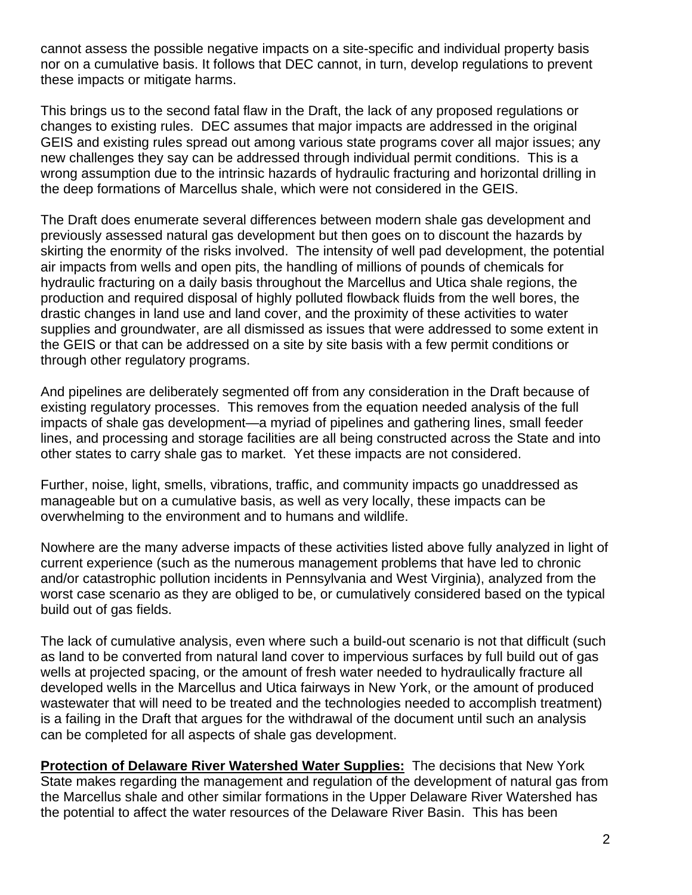cannot assess the possible negative impacts on a site-specific and individual property basis nor on a cumulative basis. It follows that DEC cannot, in turn, develop regulations to prevent these impacts or mitigate harms.

This brings us to the second fatal flaw in the Draft, the lack of any proposed regulations or changes to existing rules. DEC assumes that major impacts are addressed in the original GEIS and existing rules spread out among various state programs cover all major issues; any new challenges they say can be addressed through individual permit conditions. This is a wrong assumption due to the intrinsic hazards of hydraulic fracturing and horizontal drilling in the deep formations of Marcellus shale, which were not considered in the GEIS.

The Draft does enumerate several differences between modern shale gas development and previously assessed natural gas development but then goes on to discount the hazards by skirting the enormity of the risks involved. The intensity of well pad development, the potential air impacts from wells and open pits, the handling of millions of pounds of chemicals for hydraulic fracturing on a daily basis throughout the Marcellus and Utica shale regions, the production and required disposal of highly polluted flowback fluids from the well bores, the drastic changes in land use and land cover, and the proximity of these activities to water supplies and groundwater, are all dismissed as issues that were addressed to some extent in the GEIS or that can be addressed on a site by site basis with a few permit conditions or through other regulatory programs.

And pipelines are deliberately segmented off from any consideration in the Draft because of existing regulatory processes. This removes from the equation needed analysis of the full impacts of shale gas development—a myriad of pipelines and gathering lines, small feeder lines, and processing and storage facilities are all being constructed across the State and into other states to carry shale gas to market. Yet these impacts are not considered.

Further, noise, light, smells, vibrations, traffic, and community impacts go unaddressed as manageable but on a cumulative basis, as well as very locally, these impacts can be overwhelming to the environment and to humans and wildlife.

Nowhere are the many adverse impacts of these activities listed above fully analyzed in light of current experience (such as the numerous management problems that have led to chronic and/or catastrophic pollution incidents in Pennsylvania and West Virginia), analyzed from the worst case scenario as they are obliged to be, or cumulatively considered based on the typical build out of gas fields.

The lack of cumulative analysis, even where such a build-out scenario is not that difficult (such as land to be converted from natural land cover to impervious surfaces by full build out of gas wells at projected spacing, or the amount of fresh water needed to hydraulically fracture all developed wells in the Marcellus and Utica fairways in New York, or the amount of produced wastewater that will need to be treated and the technologies needed to accomplish treatment) is a failing in the Draft that argues for the withdrawal of the document until such an analysis can be completed for all aspects of shale gas development.

**Protection of Delaware River Watershed Water Supplies:** The decisions that New York State makes regarding the management and regulation of the development of natural gas from the Marcellus shale and other similar formations in the Upper Delaware River Watershed has the potential to affect the water resources of the Delaware River Basin. This has been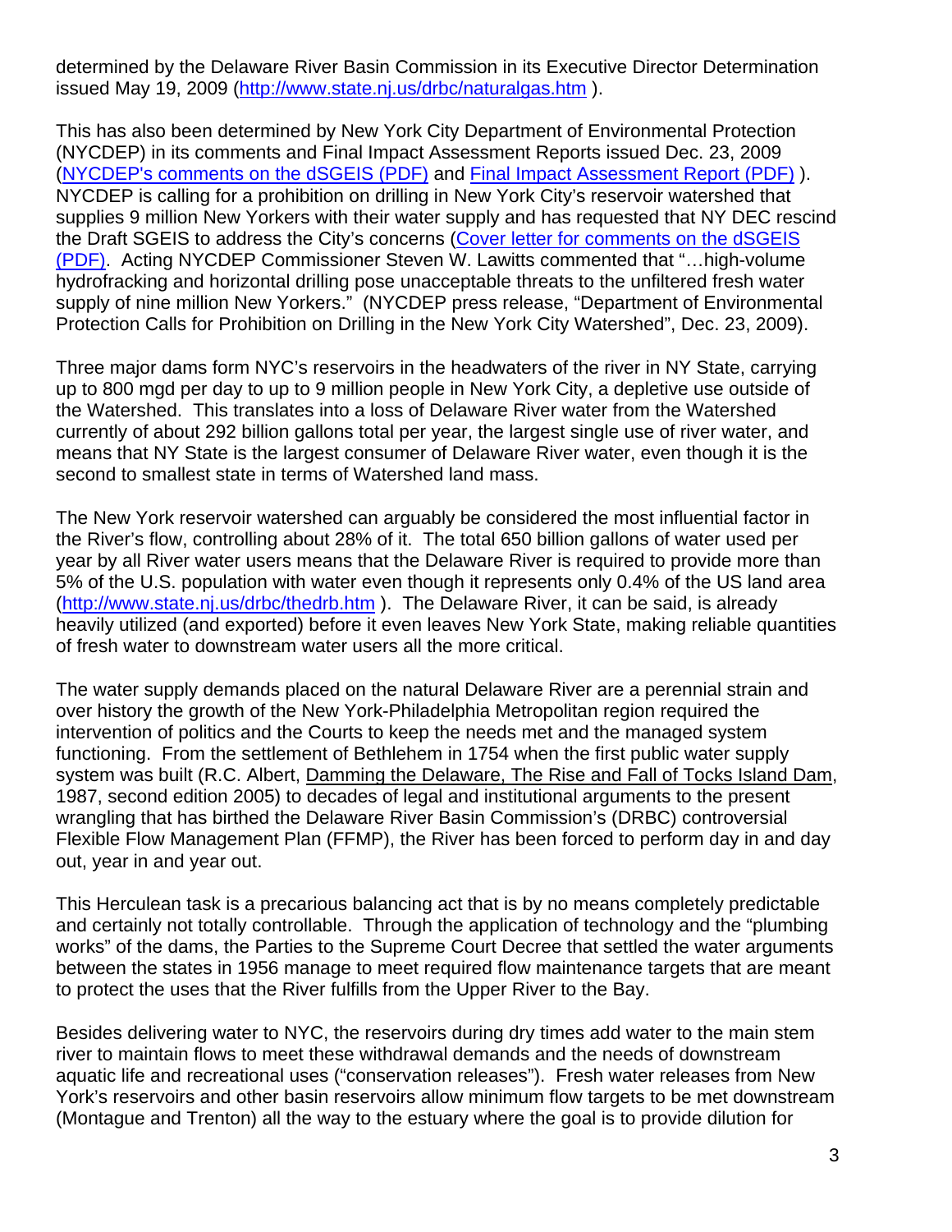determined by the Delaware River Basin Commission in its Executive Director Determination issued May 19, 2009 (http://www.state.nj.us/drbc/naturalgas.htm ).

This has also been determined by New York City Department of Environmental Protection (NYCDEP) in its comments and Final Impact Assessment Reports issued Dec. 23, 2009 (NYCDEP's comments on the dSGEIS (PDF) and Final Impact Assessment Report (PDF) ). NYCDEP is calling for a prohibition on drilling in New York City's reservoir watershed that supplies 9 million New Yorkers with their water supply and has requested that NY DEC rescind the Draft SGEIS to address the City's concerns (Cover letter for comments on the dSGEIS (PDF). Acting NYCDEP Commissioner Steven W. Lawitts commented that "…high-volume hydrofracking and horizontal drilling pose unacceptable threats to the unfiltered fresh water supply of nine million New Yorkers." (NYCDEP press release, "Department of Environmental Protection Calls for Prohibition on Drilling in the New York City Watershed", Dec. 23, 2009).

Three major dams form NYC's reservoirs in the headwaters of the river in NY State, carrying up to 800 mgd per day to up to 9 million people in New York City, a depletive use outside of the Watershed. This translates into a loss of Delaware River water from the Watershed currently of about 292 billion gallons total per year, the largest single use of river water, and means that NY State is the largest consumer of Delaware River water, even though it is the second to smallest state in terms of Watershed land mass.

The New York reservoir watershed can arguably be considered the most influential factor in the River's flow, controlling about 28% of it. The total 650 billion gallons of water used per year by all River water users means that the Delaware River is required to provide more than 5% of the U.S. population with water even though it represents only 0.4% of the US land area (http://www.state.nj.us/drbc/thedrb.htm ). The Delaware River, it can be said, is already heavily utilized (and exported) before it even leaves New York State, making reliable quantities of fresh water to downstream water users all the more critical.

The water supply demands placed on the natural Delaware River are a perennial strain and over history the growth of the New York-Philadelphia Metropolitan region required the intervention of politics and the Courts to keep the needs met and the managed system functioning. From the settlement of Bethlehem in 1754 when the first public water supply system was built (R.C. Albert, Damming the Delaware, The Rise and Fall of Tocks Island Dam, 1987, second edition 2005) to decades of legal and institutional arguments to the present wrangling that has birthed the Delaware River Basin Commission's (DRBC) controversial Flexible Flow Management Plan (FFMP), the River has been forced to perform day in and day out, year in and year out.

This Herculean task is a precarious balancing act that is by no means completely predictable and certainly not totally controllable. Through the application of technology and the "plumbing works" of the dams, the Parties to the Supreme Court Decree that settled the water arguments between the states in 1956 manage to meet required flow maintenance targets that are meant to protect the uses that the River fulfills from the Upper River to the Bay.

Besides delivering water to NYC, the reservoirs during dry times add water to the main stem river to maintain flows to meet these withdrawal demands and the needs of downstream aquatic life and recreational uses ("conservation releases"). Fresh water releases from New York's reservoirs and other basin reservoirs allow minimum flow targets to be met downstream (Montague and Trenton) all the way to the estuary where the goal is to provide dilution for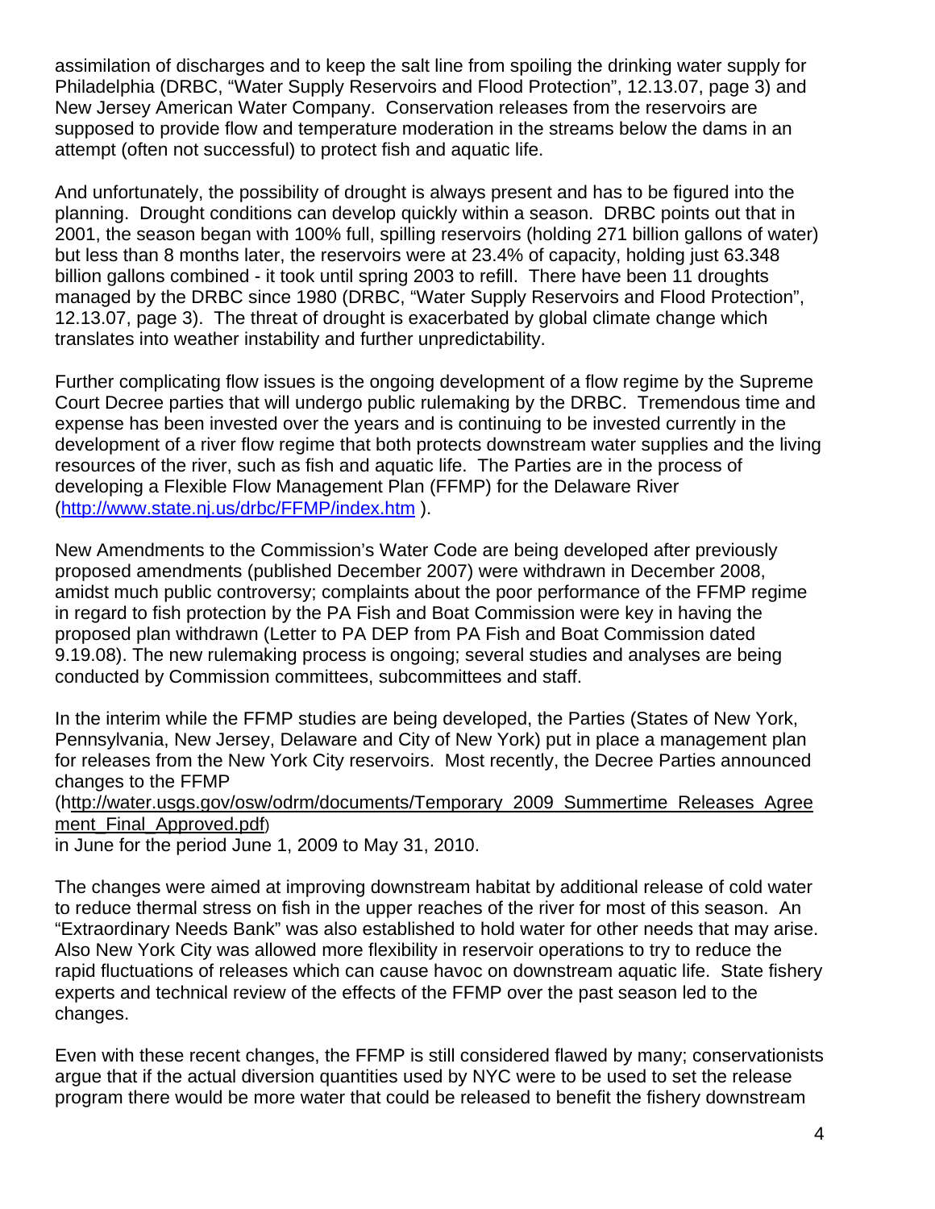assimilation of discharges and to keep the salt line from spoiling the drinking water supply for Philadelphia (DRBC, "Water Supply Reservoirs and Flood Protection", 12.13.07, page 3) and New Jersey American Water Company. Conservation releases from the reservoirs are supposed to provide flow and temperature moderation in the streams below the dams in an attempt (often not successful) to protect fish and aquatic life.

And unfortunately, the possibility of drought is always present and has to be figured into the planning. Drought conditions can develop quickly within a season. DRBC points out that in 2001, the season began with 100% full, spilling reservoirs (holding 271 billion gallons of water) but less than 8 months later, the reservoirs were at 23.4% of capacity, holding just 63.348 billion gallons combined - it took until spring 2003 to refill. There have been 11 droughts managed by the DRBC since 1980 (DRBC, "Water Supply Reservoirs and Flood Protection", 12.13.07, page 3). The threat of drought is exacerbated by global climate change which translates into weather instability and further unpredictability.

Further complicating flow issues is the ongoing development of a flow regime by the Supreme Court Decree parties that will undergo public rulemaking by the DRBC. Tremendous time and expense has been invested over the years and is continuing to be invested currently in the development of a river flow regime that both protects downstream water supplies and the living resources of the river, such as fish and aquatic life. The Parties are in the process of developing a Flexible Flow Management Plan (FFMP) for the Delaware River (http://www.state.nj.us/drbc/FFMP/index.htm ).

New Amendments to the Commission's Water Code are being developed after previously proposed amendments (published December 2007) were withdrawn in December 2008, amidst much public controversy; complaints about the poor performance of the FFMP regime in regard to fish protection by the PA Fish and Boat Commission were key in having the proposed plan withdrawn (Letter to PA DEP from PA Fish and Boat Commission dated 9.19.08). The new rulemaking process is ongoing; several studies and analyses are being conducted by Commission committees, subcommittees and staff.

In the interim while the FFMP studies are being developed, the Parties (States of New York, Pennsylvania, New Jersey, Delaware and City of New York) put in place a management plan for releases from the New York City reservoirs. Most recently, the Decree Parties announced changes to the FFMP (http://water.usgs.gov/osw/odrm/documents/Temporary_2009_Summertime_Releases_Agreement_Final_Approved.pdf) in June for the period June 1, 2009 to May 31, 2010.

The changes were aimed at improving downstream habitat by additional release of cold water to reduce thermal stress on fish in the upper reaches of the river for most of this season. An "Extraordinary Needs Bank" was also established to hold water for other needs that may arise. Also New York City was allowed more flexibility in reservoir operations to try to reduce the rapid fluctuations of releases which can cause havoc on downstream aquatic life. State fishery experts and technical review of the effects of the FFMP over the past season led to the changes.

Even with these recent changes, the FFMP is still considered flawed by many; conservationists argue that if the actual diversion quantities used by NYC were to be used to set the release program there would be more water that could be released to benefit the fishery downstream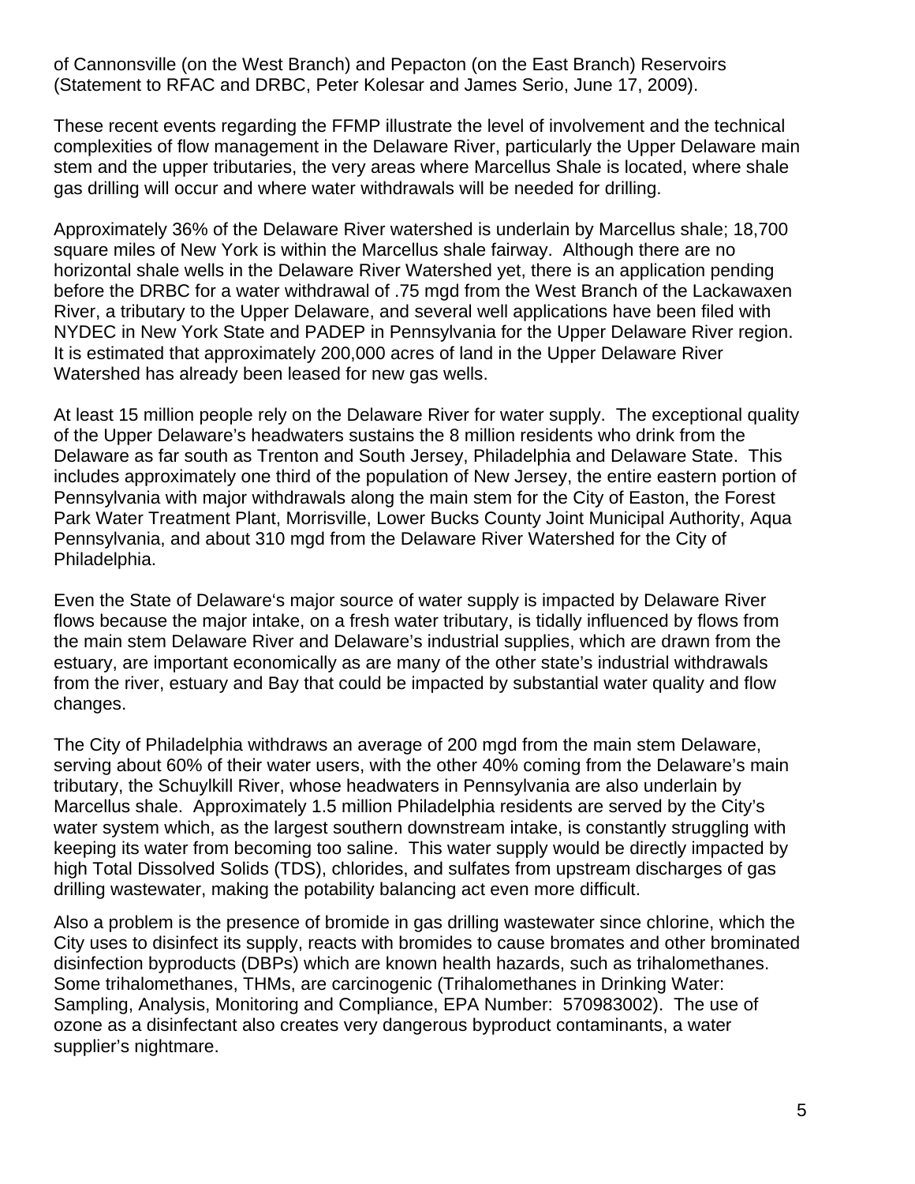of Cannonsville (on the West Branch) and Pepacton (on the East Branch) Reservoirs (Statement to RFAC and DRBC, Peter Kolesar and James Serio, June 17, 2009).

These recent events regarding the FFMP illustrate the level of involvement and the technical complexities of flow management in the Delaware River, particularly the Upper Delaware main stem and the upper tributaries, the very areas where Marcellus Shale is located, where shale gas drilling will occur and where water withdrawals will be needed for drilling.

Approximately 36% of the Delaware River watershed is underlain by Marcellus shale; 18,700 square miles of New York is within the Marcellus shale fairway. Although there are no horizontal shale wells in the Delaware River Watershed yet, there is an application pending before the DRBC for a water withdrawal of .75 mgd from the West Branch of the Lackawaxen River, a tributary to the Upper Delaware, and several well applications have been filed with NYDEC in New York State and PADEP in Pennsylvania for the Upper Delaware River region. It is estimated that approximately 200,000 acres of land in the Upper Delaware River Watershed has already been leased for new gas wells.

At least 15 million people rely on the Delaware River for water supply. The exceptional quality of the Upper Delaware's headwaters sustains the 8 million residents who drink from the Delaware as far south as Trenton and South Jersey, Philadelphia and Delaware State. This includes approximately one third of the population of New Jersey, the entire eastern portion of Pennsylvania with major withdrawals along the main stem for the City of Easton, the Forest Park Water Treatment Plant, Morrisville, Lower Bucks County Joint Municipal Authority, Aqua Pennsylvania, and about 310 mgd from the Delaware River Watershed for the City of Philadelphia.

Even the State of Delaware's major source of water supply is impacted by Delaware River flows because the major intake, on a fresh water tributary, is tidally influenced by flows from the main stem Delaware River and Delaware's industrial supplies, which are drawn from the estuary, are important economically as are many of the other state's industrial withdrawals from the river, estuary and Bay that could be impacted by substantial water quality and flow changes.

The City of Philadelphia withdraws an average of 200 mgd from the main stem Delaware, serving about 60% of their water users, with the other 40% coming from the Delaware's main tributary, the Schuylkill River, whose headwaters in Pennsylvania are also underlain by Marcellus shale. Approximately 1.5 million Philadelphia residents are served by the City's water system which, as the largest southern downstream intake, is constantly struggling with keeping its water from becoming too saline. This water supply would be directly impacted by high Total Dissolved Solids (TDS), chlorides, and sulfates from upstream discharges of gas drilling wastewater, making the potability balancing act even more difficult.

Also a problem is the presence of bromide in gas drilling wastewater since chlorine, which the City uses to disinfect its supply, reacts with bromides to cause bromates and other brominated disinfection byproducts (DBPs) which are known health hazards, such as trihalomethanes. Some trihalomethanes, THMs, are carcinogenic (Trihalomethanes in Drinking Water: Sampling, Analysis, Monitoring and Compliance, EPA Number: 570983002). The use of ozone as a disinfectant also creates very dangerous byproduct contaminants, a water supplier's nightmare.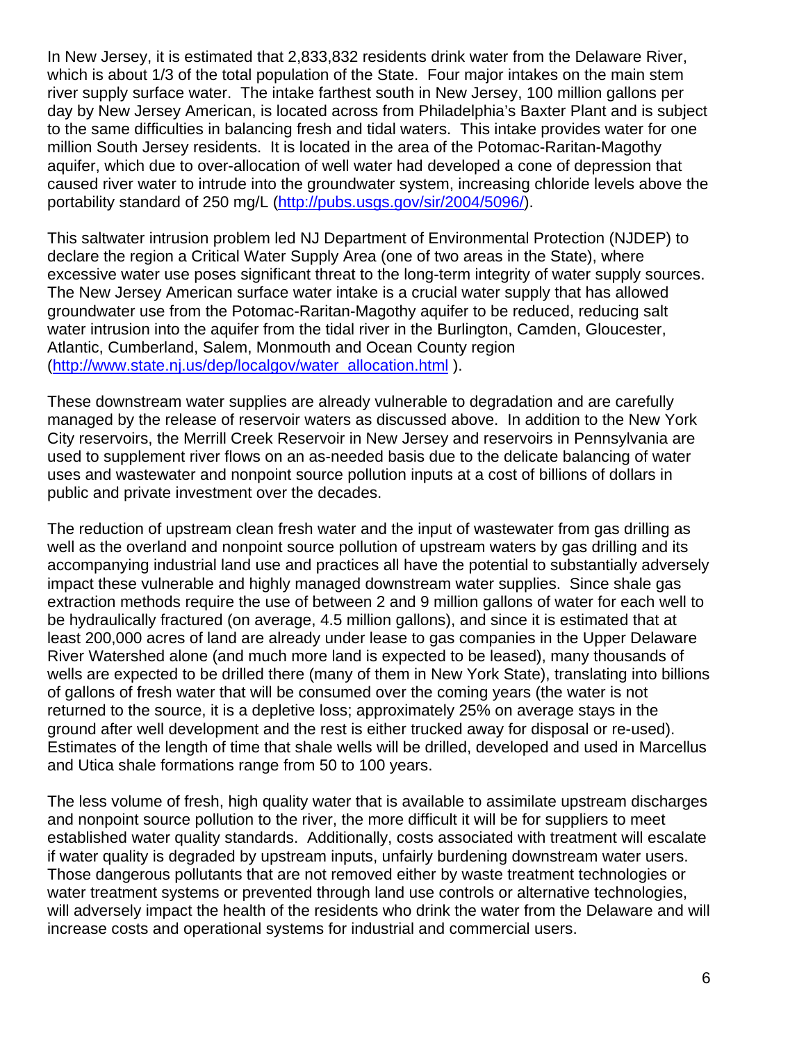In New Jersey, it is estimated that 2,833,832 residents drink water from the Delaware River, which is about 1/3 of the total population of the State. Four major intakes on the main stem river supply surface water. The intake farthest south in New Jersey, 100 million gallons per day by New Jersey American, is located across from Philadelphia's Baxter Plant and is subject to the same difficulties in balancing fresh and tidal waters. This intake provides water for one million South Jersey residents. It is located in the area of the Potomac-Raritan-Magothy aquifer, which due to over-allocation of well water had developed a cone of depression that caused river water to intrude into the groundwater system, increasing chloride levels above the portability standard of 250 mg/L (http://pubs.usgs.gov/sir/2004/5096/).

This saltwater intrusion problem led NJ Department of Environmental Protection (NJDEP) to declare the region a Critical Water Supply Area (one of two areas in the State), where excessive water use poses significant threat to the long-term integrity of water supply sources. The New Jersey American surface water intake is a crucial water supply that has allowed groundwater use from the Potomac-Raritan-Magothy aquifer to be reduced, reducing salt water intrusion into the aquifer from the tidal river in the Burlington, Camden, Gloucester, Atlantic, Cumberland, Salem, Monmouth and Ocean County region (http://www.state.nj.us/dep/localgov/water_allocation.html ).

These downstream water supplies are already vulnerable to degradation and are carefully managed by the release of reservoir waters as discussed above. In addition to the New York City reservoirs, the Merrill Creek Reservoir in New Jersey and reservoirs in Pennsylvania are used to supplement river flows on an as-needed basis due to the delicate balancing of water uses and wastewater and nonpoint source pollution inputs at a cost of billions of dollars in public and private investment over the decades.

The reduction of upstream clean fresh water and the input of wastewater from gas drilling as well as the overland and nonpoint source pollution of upstream waters by gas drilling and its accompanying industrial land use and practices all have the potential to substantially adversely impact these vulnerable and highly managed downstream water supplies. Since shale gas extraction methods require the use of between 2 and 9 million gallons of water for each well to be hydraulically fractured (on average, 4.5 million gallons), and since it is estimated that at least 200,000 acres of land are already under lease to gas companies in the Upper Delaware River Watershed alone (and much more land is expected to be leased), many thousands of wells are expected to be drilled there (many of them in New York State), translating into billions of gallons of fresh water that will be consumed over the coming years (the water is not returned to the source, it is a depletive loss; approximately 25% on average stays in the ground after well development and the rest is either trucked away for disposal or re-used). Estimates of the length of time that shale wells will be drilled, developed and used in Marcellus and Utica shale formations range from 50 to 100 years.

The less volume of fresh, high quality water that is available to assimilate upstream discharges and nonpoint source pollution to the river, the more difficult it will be for suppliers to meet established water quality standards. Additionally, costs associated with treatment will escalate if water quality is degraded by upstream inputs, unfairly burdening downstream water users. Those dangerous pollutants that are not removed either by waste treatment technologies or water treatment systems or prevented through land use controls or alternative technologies, will adversely impact the health of the residents who drink the water from the Delaware and will increase costs and operational systems for industrial and commercial users.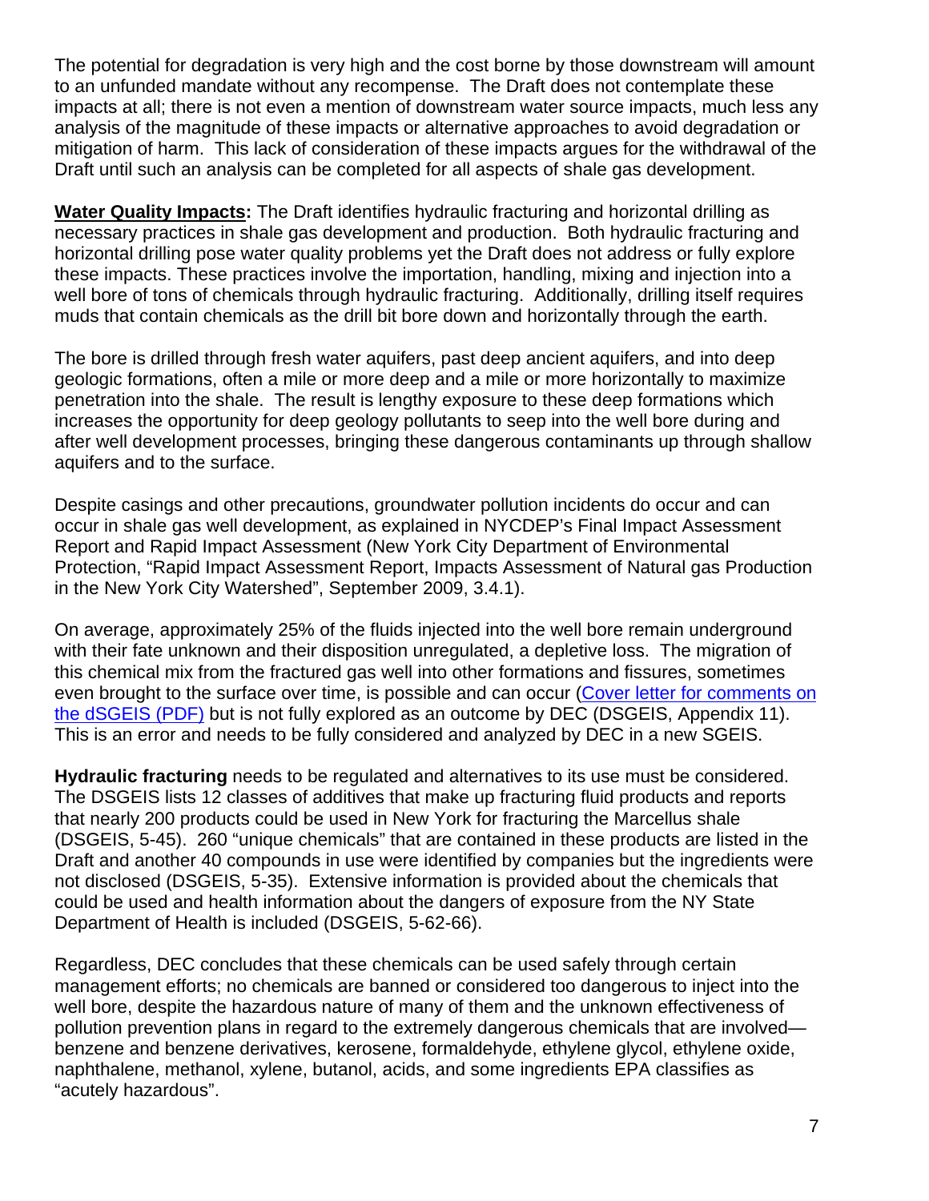The potential for degradation is very high and the cost borne by those downstream will amount to an unfunded mandate without any recompense. The Draft does not contemplate these impacts at all; there is not even a mention of downstream water source impacts, much less any analysis of the magnitude of these impacts or alternative approaches to avoid degradation or mitigation of harm. This lack of consideration of these impacts argues for the withdrawal of the Draft until such an analysis can be completed for all aspects of shale gas development.

**Water Quality Impacts:** The Draft identifies hydraulic fracturing and horizontal drilling as necessary practices in shale gas development and production. Both hydraulic fracturing and horizontal drilling pose water quality problems yet the Draft does not address or fully explore these impacts. These practices involve the importation, handling, mixing and injection into a well bore of tons of chemicals through hydraulic fracturing. Additionally, drilling itself requires muds that contain chemicals as the drill bit bore down and horizontally through the earth.

The bore is drilled through fresh water aquifers, past deep ancient aquifers, and into deep geologic formations, often a mile or more deep and a mile or more horizontally to maximize penetration into the shale. The result is lengthy exposure to these deep formations which increases the opportunity for deep geology pollutants to seep into the well bore during and after well development processes, bringing these dangerous contaminants up through shallow aquifers and to the surface.

Despite casings and other precautions, groundwater pollution incidents do occur and can occur in shale gas well development, as explained in NYCDEP's Final Impact Assessment Report and Rapid Impact Assessment (New York City Department of Environmental Protection, "Rapid Impact Assessment Report, Impacts Assessment of Natural gas Production in the New York City Watershed", September 2009, 3.4.1).

On average, approximately 25% of the fluids injected into the well bore remain underground with their fate unknown and their disposition unregulated, a depletive loss. The migration of this chemical mix from the fractured gas well into other formations and fissures, sometimes even brought to the surface over time, is possible and can occur (Cover letter for comments on the dSGEIS (PDF) but is not fully explored as an outcome by DEC (DSGEIS, Appendix 11). This is an error and needs to be fully considered and analyzed by DEC in a new SGEIS.

**Hydraulic fracturing** needs to be regulated and alternatives to its use must be considered. The DSGEIS lists 12 classes of additives that make up fracturing fluid products and reports that nearly 200 products could be used in New York for fracturing the Marcellus shale (DSGEIS, 5-45). 260 "unique chemicals" that are contained in these products are listed in the Draft and another 40 compounds in use were identified by companies but the ingredients were not disclosed (DSGEIS, 5-35). Extensive information is provided about the chemicals that could be used and health information about the dangers of exposure from the NY State Department of Health is included (DSGEIS, 5-62-66).

Regardless, DEC concludes that these chemicals can be used safely through certain management efforts; no chemicals are banned or considered too dangerous to inject into the well bore, despite the hazardous nature of many of them and the unknown effectiveness of pollution prevention plans in regard to the extremely dangerous chemicals that are involved—benzene and benzene derivatives, kerosene, formaldehyde, ethylene glycol, ethylene oxide, naphthalene, methanol, xylene, butanol, acids, and some ingredients EPA classifies as "acutely hazardous".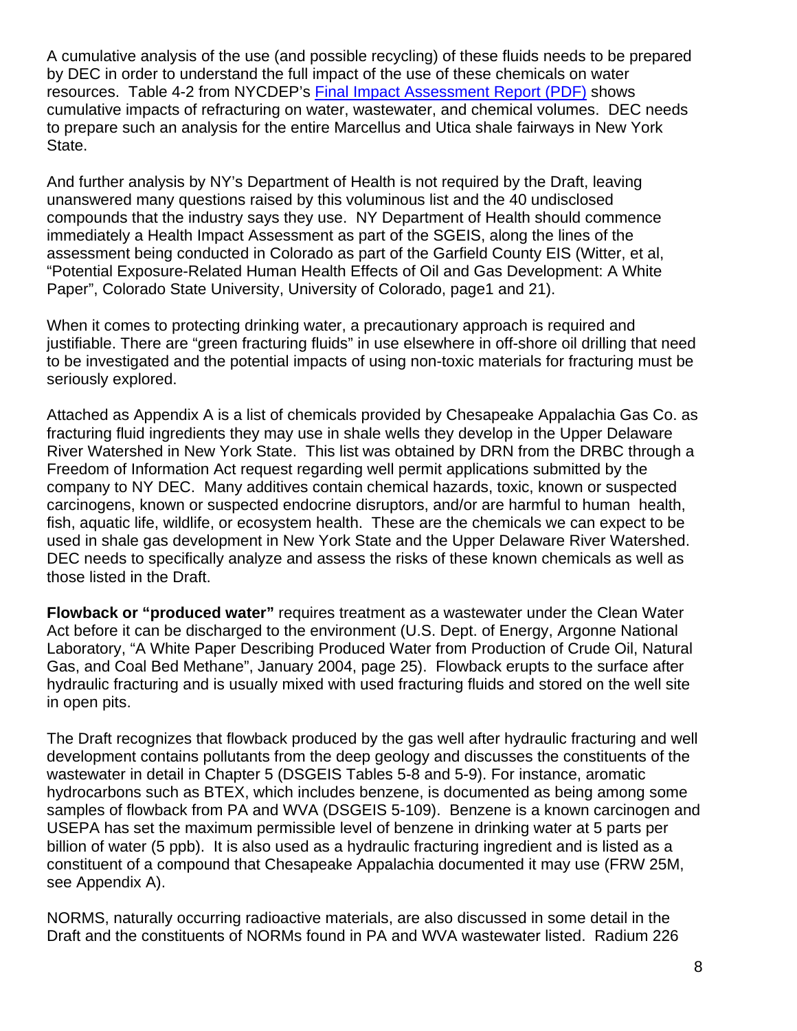A cumulative analysis of the use (and possible recycling) of these fluids needs to be prepared by DEC in order to understand the full impact of the use of these chemicals on water resources. Table 4-2 from NYCDEP's [Final Impact Assessment Report (PDF)]() shows cumulative impacts of refracturing on water, wastewater, and chemical volumes. DEC needs to prepare such an analysis for the entire Marcellus and Utica shale fairways in New York State.

And further analysis by NY's Department of Health is not required by the Draft, leaving unanswered many questions raised by this voluminous list and the 40 undisclosed compounds that the industry says they use. NY Department of Health should commence immediately a Health Impact Assessment as part of the SGEIS, along the lines of the assessment being conducted in Colorado as part of the Garfield County EIS (Witter, et al, "Potential Exposure-Related Human Health Effects of Oil and Gas Development: A White Paper", Colorado State University, University of Colorado, page1 and 21).

When it comes to protecting drinking water, a precautionary approach is required and justifiable. There are "green fracturing fluids" in use elsewhere in off-shore oil drilling that need to be investigated and the potential impacts of using non-toxic materials for fracturing must be seriously explored.

Attached as Appendix A is a list of chemicals provided by Chesapeake Appalachia Gas Co. as fracturing fluid ingredients they may use in shale wells they develop in the Upper Delaware River Watershed in New York State. This list was obtained by DRN from the DRBC through a Freedom of Information Act request regarding well permit applications submitted by the company to NY DEC. Many additives contain chemical hazards, toxic, known or suspected carcinogens, known or suspected endocrine disruptors, and/or are harmful to human health, fish, aquatic life, wildlife, or ecosystem health. These are the chemicals we can expect to be used in shale gas development in New York State and the Upper Delaware River Watershed. DEC needs to specifically analyze and assess the risks of these known chemicals as well as those listed in the Draft.

**Flowback or "produced water"** requires treatment as a wastewater under the Clean Water Act before it can be discharged to the environment (U.S. Dept. of Energy, Argonne National Laboratory, "A White Paper Describing Produced Water from Production of Crude Oil, Natural Gas, and Coal Bed Methane", January 2004, page 25). Flowback erupts to the surface after hydraulic fracturing and is usually mixed with used fracturing fluids and stored on the well site in open pits.

The Draft recognizes that flowback produced by the gas well after hydraulic fracturing and well development contains pollutants from the deep geology and discusses the constituents of the wastewater in detail in Chapter 5 (DSGEIS Tables 5-8 and 5-9). For instance, aromatic hydrocarbons such as BTEX, which includes benzene, is documented as being among some samples of flowback from PA and WVA (DSGEIS 5-109). Benzene is a known carcinogen and USEPA has set the maximum permissible level of benzene in drinking water at 5 parts per billion of water (5 ppb). It is also used as a hydraulic fracturing ingredient and is listed as a constituent of a compound that Chesapeake Appalachia documented it may use (FRW 25M, see Appendix A).

NORMS, naturally occurring radioactive materials, are also discussed in some detail in the Draft and the constituents of NORMs found in PA and WVA wastewater listed. Radium 226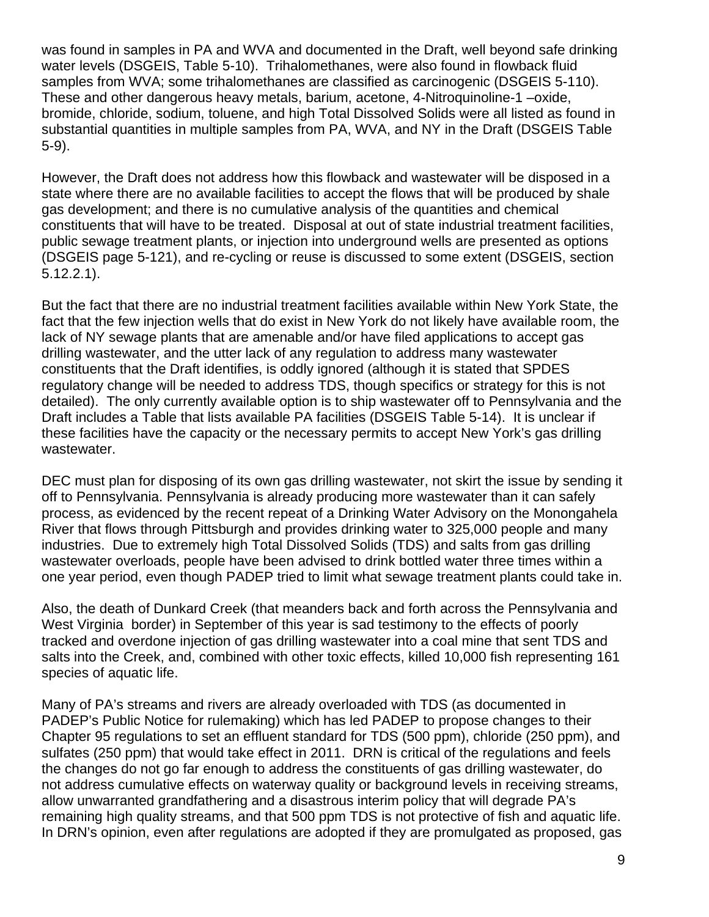was found in samples in PA and WVA and documented in the Draft, well beyond safe drinking water levels (DSGEIS, Table 5-10). Trihalomethanes, were also found in flowback fluid samples from WVA; some trihalomethanes are classified as carcinogenic (DSGEIS 5-110). These and other dangerous heavy metals, barium, acetone, 4-Nitroquinoline-1 –oxide, bromide, chloride, sodium, toluene, and high Total Dissolved Solids were all listed as found in substantial quantities in multiple samples from PA, WVA, and NY in the Draft (DSGEIS Table 5-9).

However, the Draft does not address how this flowback and wastewater will be disposed in a state where there are no available facilities to accept the flows that will be produced by shale gas development; and there is no cumulative analysis of the quantities and chemical constituents that will have to be treated. Disposal at out of state industrial treatment facilities, public sewage treatment plants, or injection into underground wells are presented as options (DSGEIS page 5-121), and re-cycling or reuse is discussed to some extent (DSGEIS, section 5.12.2.1).

But the fact that there are no industrial treatment facilities available within New York State, the fact that the few injection wells that do exist in New York do not likely have available room, the lack of NY sewage plants that are amenable and/or have filed applications to accept gas drilling wastewater, and the utter lack of any regulation to address many wastewater constituents that the Draft identifies, is oddly ignored (although it is stated that SPDES regulatory change will be needed to address TDS, though specifics or strategy for this is not detailed). The only currently available option is to ship wastewater off to Pennsylvania and the Draft includes a Table that lists available PA facilities (DSGEIS Table 5-14). It is unclear if these facilities have the capacity or the necessary permits to accept New York's gas drilling wastewater.

DEC must plan for disposing of its own gas drilling wastewater, not skirt the issue by sending it off to Pennsylvania. Pennsylvania is already producing more wastewater than it can safely process, as evidenced by the recent repeat of a Drinking Water Advisory on the Monongahela River that flows through Pittsburgh and provides drinking water to 325,000 people and many industries. Due to extremely high Total Dissolved Solids (TDS) and salts from gas drilling wastewater overloads, people have been advised to drink bottled water three times within a one year period, even though PADEP tried to limit what sewage treatment plants could take in.

Also, the death of Dunkard Creek (that meanders back and forth across the Pennsylvania and West Virginia border) in September of this year is sad testimony to the effects of poorly tracked and overdone injection of gas drilling wastewater into a coal mine that sent TDS and salts into the Creek, and, combined with other toxic effects, killed 10,000 fish representing 161 species of aquatic life.

Many of PA's streams and rivers are already overloaded with TDS (as documented in PADEP's Public Notice for rulemaking) which has led PADEP to propose changes to their Chapter 95 regulations to set an effluent standard for TDS (500 ppm), chloride (250 ppm), and sulfates (250 ppm) that would take effect in 2011. DRN is critical of the regulations and feels the changes do not go far enough to address the constituents of gas drilling wastewater, do not address cumulative effects on waterway quality or background levels in receiving streams, allow unwarranted grandfathering and a disastrous interim policy that will degrade PA's remaining high quality streams, and that 500 ppm TDS is not protective of fish and aquatic life. In DRN's opinion, even after regulations are adopted if they are promulgated as proposed, gas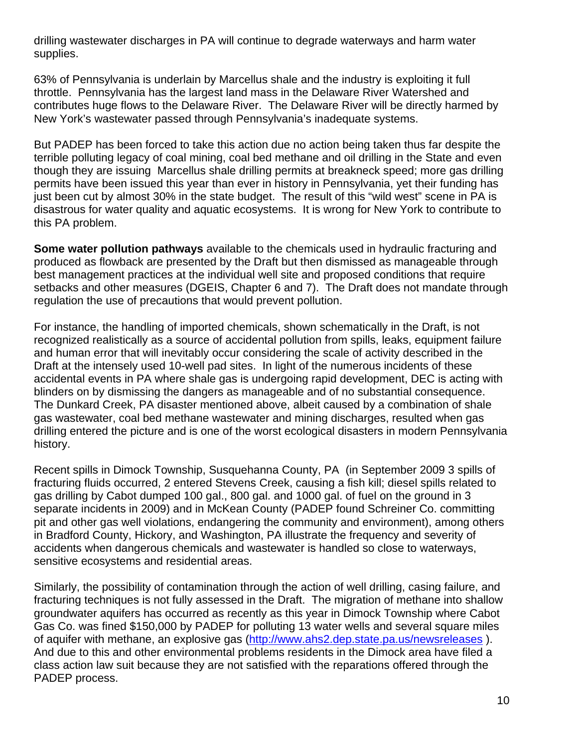drilling wastewater discharges in PA will continue to degrade waterways and harm water supplies.

63% of Pennsylvania is underlain by Marcellus shale and the industry is exploiting it full throttle. Pennsylvania has the largest land mass in the Delaware River Watershed and contributes huge flows to the Delaware River. The Delaware River will be directly harmed by New York's wastewater passed through Pennsylvania's inadequate systems.

But PADEP has been forced to take this action due no action being taken thus far despite the terrible polluting legacy of coal mining, coal bed methane and oil drilling in the State and even though they are issuing Marcellus shale drilling permits at breakneck speed; more gas drilling permits have been issued this year than ever in history in Pennsylvania, yet their funding has just been cut by almost 30% in the state budget. The result of this "wild west" scene in PA is disastrous for water quality and aquatic ecosystems. It is wrong for New York to contribute to this PA problem.

**Some water pollution pathways** available to the chemicals used in hydraulic fracturing and produced as flowback are presented by the Draft but then dismissed as manageable through best management practices at the individual well site and proposed conditions that require setbacks and other measures (DGEIS, Chapter 6 and 7). The Draft does not mandate through regulation the use of precautions that would prevent pollution.

For instance, the handling of imported chemicals, shown schematically in the Draft, is not recognized realistically as a source of accidental pollution from spills, leaks, equipment failure and human error that will inevitably occur considering the scale of activity described in the Draft at the intensely used 10-well pad sites. In light of the numerous incidents of these accidental events in PA where shale gas is undergoing rapid development, DEC is acting with blinders on by dismissing the dangers as manageable and of no substantial consequence. The Dunkard Creek, PA disaster mentioned above, albeit caused by a combination of shale gas wastewater, coal bed methane wastewater and mining discharges, resulted when gas drilling entered the picture and is one of the worst ecological disasters in modern Pennsylvania history.

Recent spills in Dimock Township, Susquehanna County, PA (in September 2009 3 spills of fracturing fluids occurred, 2 entered Stevens Creek, causing a fish kill; diesel spills related to gas drilling by Cabot dumped 100 gal., 800 gal. and 1000 gal. of fuel on the ground in 3 separate incidents in 2009) and in McKean County (PADEP found Schreiner Co. committing pit and other gas well violations, endangering the community and environment), among others in Bradford County, Hickory, and Washington, PA illustrate the frequency and severity of accidents when dangerous chemicals and wastewater is handled so close to waterways, sensitive ecosystems and residential areas.

Similarly, the possibility of contamination through the action of well drilling, casing failure, and fracturing techniques is not fully assessed in the Draft. The migration of methane into shallow groundwater aquifers has occurred as recently as this year in Dimock Township where Cabot Gas Co. was fined $150,000 by PADEP for polluting 13 water wells and several square miles of aquifer with methane, an explosive gas (http://www.ahs2.dep.state.pa.us/newsreleases ). And due to this and other environmental problems residents in the Dimock area have filed a class action law suit because they are not satisfied with the reparations offered through the PADEP process.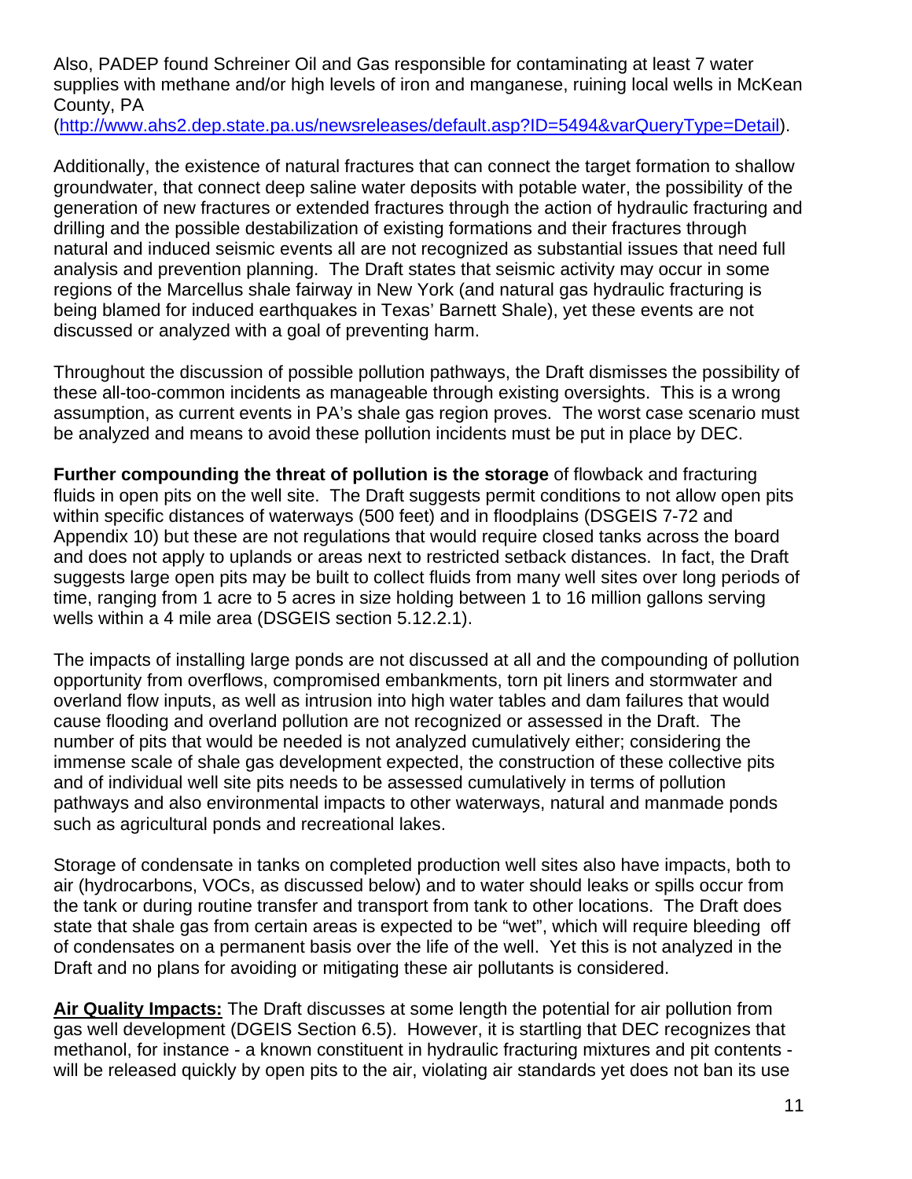Also, PADEP found Schreiner Oil and Gas responsible for contaminating at least 7 water supplies with methane and/or high levels of iron and manganese, ruining local wells in McKean County, PA (http://www.ahs2.dep.state.pa.us/newsreleases/default.asp?ID=5494&varQueryType=Detail).

Additionally, the existence of natural fractures that can connect the target formation to shallow groundwater, that connect deep saline water deposits with potable water, the possibility of the generation of new fractures or extended fractures through the action of hydraulic fracturing and drilling and the possible destabilization of existing formations and their fractures through natural and induced seismic events all are not recognized as substantial issues that need full analysis and prevention planning. The Draft states that seismic activity may occur in some regions of the Marcellus shale fairway in New York (and natural gas hydraulic fracturing is being blamed for induced earthquakes in Texas' Barnett Shale), yet these events are not discussed or analyzed with a goal of preventing harm.

Throughout the discussion of possible pollution pathways, the Draft dismisses the possibility of these all-too-common incidents as manageable through existing oversights. This is a wrong assumption, as current events in PA's shale gas region proves. The worst case scenario must be analyzed and means to avoid these pollution incidents must be put in place by DEC.

**Further compounding the threat of pollution is the storage** of flowback and fracturing fluids in open pits on the well site. The Draft suggests permit conditions to not allow open pits within specific distances of waterways (500 feet) and in floodplains (DSGEIS 7-72 and Appendix 10) but these are not regulations that would require closed tanks across the board and does not apply to uplands or areas next to restricted setback distances. In fact, the Draft suggests large open pits may be built to collect fluids from many well sites over long periods of time, ranging from 1 acre to 5 acres in size holding between 1 to 16 million gallons serving wells within a 4 mile area (DSGEIS section 5.12.2.1).

The impacts of installing large ponds are not discussed at all and the compounding of pollution opportunity from overflows, compromised embankments, torn pit liners and stormwater and overland flow inputs, as well as intrusion into high water tables and dam failures that would cause flooding and overland pollution are not recognized or assessed in the Draft. The number of pits that would be needed is not analyzed cumulatively either; considering the immense scale of shale gas development expected, the construction of these collective pits and of individual well site pits needs to be assessed cumulatively in terms of pollution pathways and also environmental impacts to other waterways, natural and manmade ponds such as agricultural ponds and recreational lakes.

Storage of condensate in tanks on completed production well sites also have impacts, both to air (hydrocarbons, VOCs, as discussed below) and to water should leaks or spills occur from the tank or during routine transfer and transport from tank to other locations. The Draft does state that shale gas from certain areas is expected to be "wet", which will require bleeding off of condensates on a permanent basis over the life of the well. Yet this is not analyzed in the Draft and no plans for avoiding or mitigating these air pollutants is considered.

**<u>Air Quality Impacts:</u>** The Draft discusses at some length the potential for air pollution from gas well development (DGEIS Section 6.5). However, it is startling that DEC recognizes that methanol, for instance - a known constituent in hydraulic fracturing mixtures and pit contents - will be released quickly by open pits to the air, violating air standards yet does not ban its use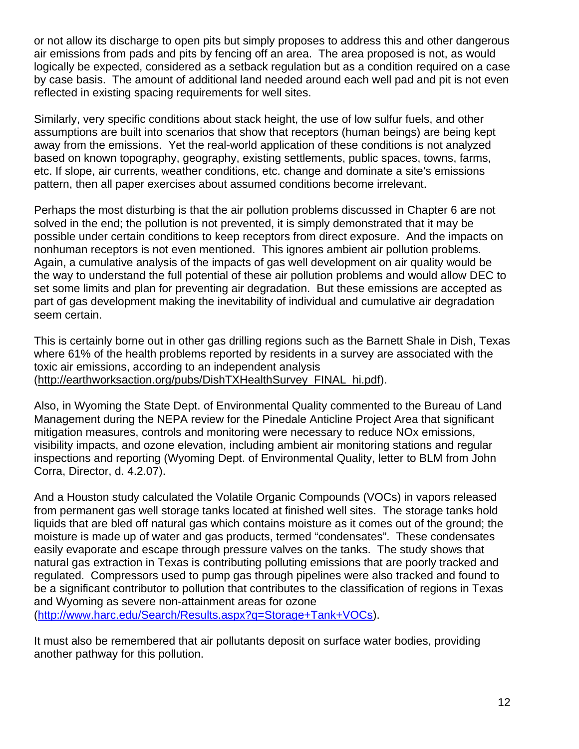or not allow its discharge to open pits but simply proposes to address this and other dangerous air emissions from pads and pits by fencing off an area. The area proposed is not, as would logically be expected, considered as a setback regulation but as a condition required on a case by case basis. The amount of additional land needed around each well pad and pit is not even reflected in existing spacing requirements for well sites.

Similarly, very specific conditions about stack height, the use of low sulfur fuels, and other assumptions are built into scenarios that show that receptors (human beings) are being kept away from the emissions. Yet the real-world application of these conditions is not analyzed based on known topography, geography, existing settlements, public spaces, towns, farms, etc. If slope, air currents, weather conditions, etc. change and dominate a site's emissions pattern, then all paper exercises about assumed conditions become irrelevant.

Perhaps the most disturbing is that the air pollution problems discussed in Chapter 6 are not solved in the end; the pollution is not prevented, it is simply demonstrated that it may be possible under certain conditions to keep receptors from direct exposure. And the impacts on nonhuman receptors is not even mentioned. This ignores ambient air pollution problems. Again, a cumulative analysis of the impacts of gas well development on air quality would be the way to understand the full potential of these air pollution problems and would allow DEC to set some limits and plan for preventing air degradation. But these emissions are accepted as part of gas development making the inevitability of individual and cumulative air degradation seem certain.

This is certainly borne out in other gas drilling regions such as the Barnett Shale in Dish, Texas where 61% of the health problems reported by residents in a survey are associated with the toxic air emissions, according to an independent analysis (http://earthworksaction.org/pubs/DishTXHealthSurvey_FINAL_hi.pdf).

Also, in Wyoming the State Dept. of Environmental Quality commented to the Bureau of Land Management during the NEPA review for the Pinedale Anticline Project Area that significant mitigation measures, controls and monitoring were necessary to reduce NOx emissions, visibility impacts, and ozone elevation, including ambient air monitoring stations and regular inspections and reporting (Wyoming Dept. of Environmental Quality, letter to BLM from John Corra, Director, d. 4.2.07).

And a Houston study calculated the Volatile Organic Compounds (VOCs) in vapors released from permanent gas well storage tanks located at finished well sites. The storage tanks hold liquids that are bled off natural gas which contains moisture as it comes out of the ground; the moisture is made up of water and gas products, termed "condensates". These condensates easily evaporate and escape through pressure valves on the tanks. The study shows that natural gas extraction in Texas is contributing polluting emissions that are poorly tracked and regulated. Compressors used to pump gas through pipelines were also tracked and found to be a significant contributor to pollution that contributes to the classification of regions in Texas and Wyoming as severe non-attainment areas for ozone (http://www.harc.edu/Search/Results.aspx?q=Storage+Tank+VOCs).

It must also be remembered that air pollutants deposit on surface water bodies, providing another pathway for this pollution.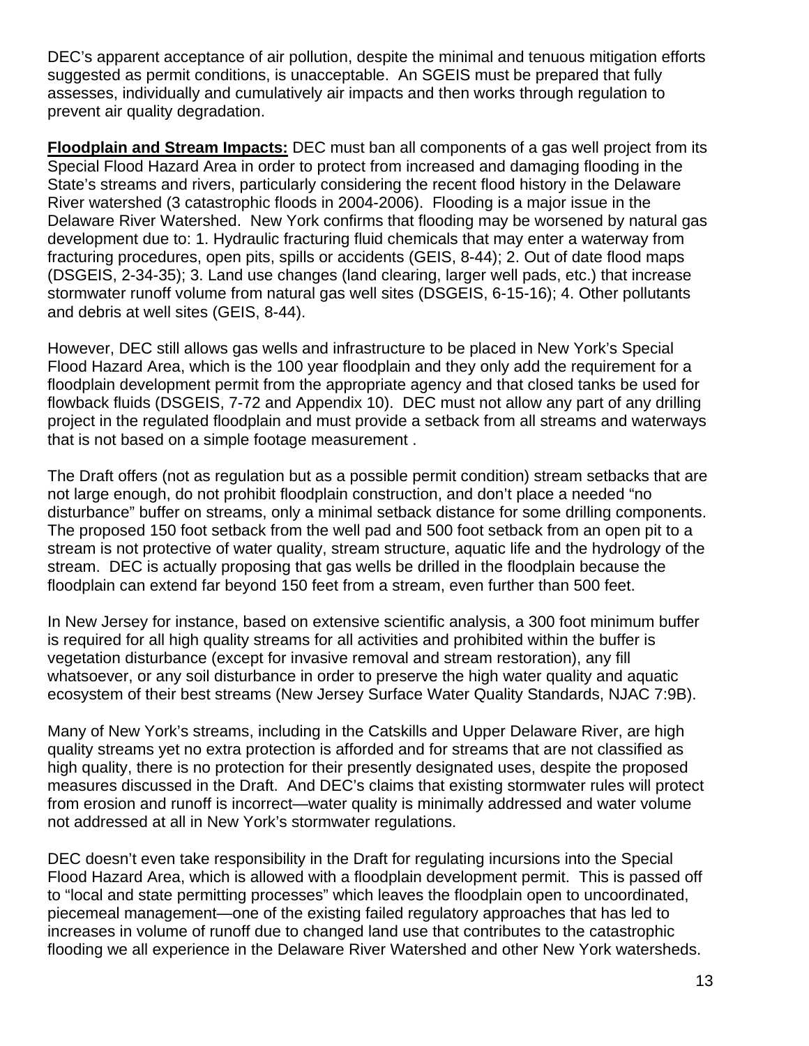DEC's apparent acceptance of air pollution, despite the minimal and tenuous mitigation efforts suggested as permit conditions, is unacceptable. An SGEIS must be prepared that fully assesses, individually and cumulatively air impacts and then works through regulation to prevent air quality degradation.

**Floodplain and Stream Impacts:** DEC must ban all components of a gas well project from its Special Flood Hazard Area in order to protect from increased and damaging flooding in the State's streams and rivers, particularly considering the recent flood history in the Delaware River watershed (3 catastrophic floods in 2004-2006). Flooding is a major issue in the Delaware River Watershed. New York confirms that flooding may be worsened by natural gas development due to: 1. Hydraulic fracturing fluid chemicals that may enter a waterway from fracturing procedures, open pits, spills or accidents (GEIS, 8-44); 2. Out of date flood maps (DSGEIS, 2-34-35); 3. Land use changes (land clearing, larger well pads, etc.) that increase stormwater runoff volume from natural gas well sites (DSGEIS, 6-15-16); 4. Other pollutants and debris at well sites (GEIS, 8-44).

However, DEC still allows gas wells and infrastructure to be placed in New York's Special Flood Hazard Area, which is the 100 year floodplain and they only add the requirement for a floodplain development permit from the appropriate agency and that closed tanks be used for flowback fluids (DSGEIS, 7-72 and Appendix 10). DEC must not allow any part of any drilling project in the regulated floodplain and must provide a setback from all streams and waterways that is not based on a simple footage measurement .

The Draft offers (not as regulation but as a possible permit condition) stream setbacks that are not large enough, do not prohibit floodplain construction, and don't place a needed "no disturbance" buffer on streams, only a minimal setback distance for some drilling components. The proposed 150 foot setback from the well pad and 500 foot setback from an open pit to a stream is not protective of water quality, stream structure, aquatic life and the hydrology of the stream. DEC is actually proposing that gas wells be drilled in the floodplain because the floodplain can extend far beyond 150 feet from a stream, even further than 500 feet.

In New Jersey for instance, based on extensive scientific analysis, a 300 foot minimum buffer is required for all high quality streams for all activities and prohibited within the buffer is vegetation disturbance (except for invasive removal and stream restoration), any fill whatsoever, or any soil disturbance in order to preserve the high water quality and aquatic ecosystem of their best streams (New Jersey Surface Water Quality Standards, NJAC 7:9B).

Many of New York's streams, including in the Catskills and Upper Delaware River, are high quality streams yet no extra protection is afforded and for streams that are not classified as high quality, there is no protection for their presently designated uses, despite the proposed measures discussed in the Draft. And DEC's claims that existing stormwater rules will protect from erosion and runoff is incorrect—water quality is minimally addressed and water volume not addressed at all in New York's stormwater regulations.

DEC doesn't even take responsibility in the Draft for regulating incursions into the Special Flood Hazard Area, which is allowed with a floodplain development permit. This is passed off to "local and state permitting processes" which leaves the floodplain open to uncoordinated, piecemeal management—one of the existing failed regulatory approaches that has led to increases in volume of runoff due to changed land use that contributes to the catastrophic flooding we all experience in the Delaware River Watershed and other New York watersheds.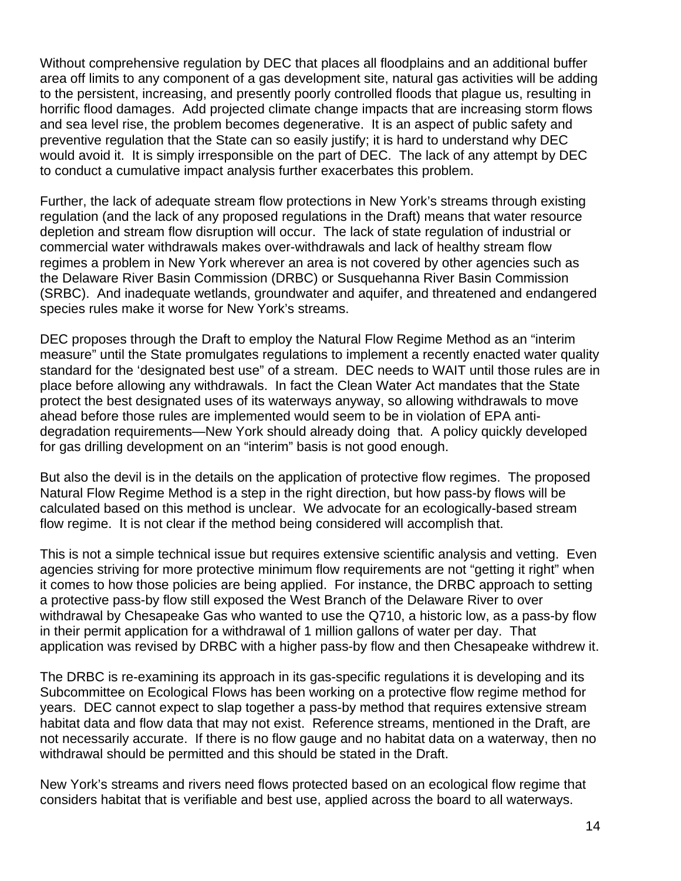Without comprehensive regulation by DEC that places all floodplains and an additional buffer area off limits to any component of a gas development site, natural gas activities will be adding to the persistent, increasing, and presently poorly controlled floods that plague us, resulting in horrific flood damages. Add projected climate change impacts that are increasing storm flows and sea level rise, the problem becomes degenerative. It is an aspect of public safety and preventive regulation that the State can so easily justify; it is hard to understand why DEC would avoid it. It is simply irresponsible on the part of DEC. The lack of any attempt by DEC to conduct a cumulative impact analysis further exacerbates this problem.

Further, the lack of adequate stream flow protections in New York's streams through existing regulation (and the lack of any proposed regulations in the Draft) means that water resource depletion and stream flow disruption will occur. The lack of state regulation of industrial or commercial water withdrawals makes over-withdrawals and lack of healthy stream flow regimes a problem in New York wherever an area is not covered by other agencies such as the Delaware River Basin Commission (DRBC) or Susquehanna River Basin Commission (SRBC). And inadequate wetlands, groundwater and aquifer, and threatened and endangered species rules make it worse for New York's streams.

DEC proposes through the Draft to employ the Natural Flow Regime Method as an "interim measure" until the State promulgates regulations to implement a recently enacted water quality standard for the 'designated best use" of a stream. DEC needs to WAIT until those rules are in place before allowing any withdrawals. In fact the Clean Water Act mandates that the State protect the best designated uses of its waterways anyway, so allowing withdrawals to move ahead before those rules are implemented would seem to be in violation of EPA anti-degradation requirements—New York should already doing that. A policy quickly developed for gas drilling development on an "interim" basis is not good enough.

But also the devil is in the details on the application of protective flow regimes. The proposed Natural Flow Regime Method is a step in the right direction, but how pass-by flows will be calculated based on this method is unclear. We advocate for an ecologically-based stream flow regime. It is not clear if the method being considered will accomplish that.

This is not a simple technical issue but requires extensive scientific analysis and vetting. Even agencies striving for more protective minimum flow requirements are not "getting it right" when it comes to how those policies are being applied. For instance, the DRBC approach to setting a protective pass-by flow still exposed the West Branch of the Delaware River to over withdrawal by Chesapeake Gas who wanted to use the Q710, a historic low, as a pass-by flow in their permit application for a withdrawal of 1 million gallons of water per day. That application was revised by DRBC with a higher pass-by flow and then Chesapeake withdrew it.

The DRBC is re-examining its approach in its gas-specific regulations it is developing and its Subcommittee on Ecological Flows has been working on a protective flow regime method for years. DEC cannot expect to slap together a pass-by method that requires extensive stream habitat data and flow data that may not exist. Reference streams, mentioned in the Draft, are not necessarily accurate. If there is no flow gauge and no habitat data on a waterway, then no withdrawal should be permitted and this should be stated in the Draft.

New York's streams and rivers need flows protected based on an ecological flow regime that considers habitat that is verifiable and best use, applied across the board to all waterways.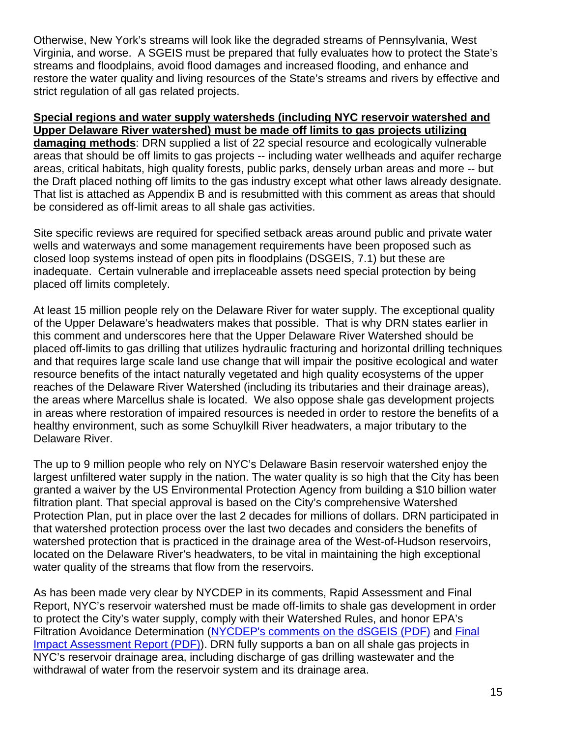Otherwise, New York's streams will look like the degraded streams of Pennsylvania, West Virginia, and worse. A SGEIS must be prepared that fully evaluates how to protect the State's streams and floodplains, avoid flood damages and increased flooding, and enhance and restore the water quality and living resources of the State's streams and rivers by effective and strict regulation of all gas related projects.

**Special regions and water supply watersheds (including NYC reservoir watershed and Upper Delaware River watershed) must be made off limits to gas projects utilizing damaging methods**: DRN supplied a list of 22 special resource and ecologically vulnerable areas that should be off limits to gas projects -- including water wellheads and aquifer recharge areas, critical habitats, high quality forests, public parks, densely urban areas and more -- but the Draft placed nothing off limits to the gas industry except what other laws already designate. That list is attached as Appendix B and is resubmitted with this comment as areas that should be considered as off-limit areas to all shale gas activities.

Site specific reviews are required for specified setback areas around public and private water wells and waterways and some management requirements have been proposed such as closed loop systems instead of open pits in floodplains (DSGEIS, 7.1) but these are inadequate. Certain vulnerable and irreplaceable assets need special protection by being placed off limits completely.

At least 15 million people rely on the Delaware River for water supply. The exceptional quality of the Upper Delaware's headwaters makes that possible. That is why DRN states earlier in this comment and underscores here that the Upper Delaware River Watershed should be placed off-limits to gas drilling that utilizes hydraulic fracturing and horizontal drilling techniques and that requires large scale land use change that will impair the positive ecological and water resource benefits of the intact naturally vegetated and high quality ecosystems of the upper reaches of the Delaware River Watershed (including its tributaries and their drainage areas), the areas where Marcellus shale is located. We also oppose shale gas development projects in areas where restoration of impaired resources is needed in order to restore the benefits of a healthy environment, such as some Schuylkill River headwaters, a major tributary to the Delaware River.

The up to 9 million people who rely on NYC's Delaware Basin reservoir watershed enjoy the largest unfiltered water supply in the nation. The water quality is so high that the City has been granted a waiver by the US Environmental Protection Agency from building a $10 billion water filtration plant. That special approval is based on the City's comprehensive Watershed Protection Plan, put in place over the last 2 decades for millions of dollars. DRN participated in that watershed protection process over the last two decades and considers the benefits of watershed protection that is practiced in the drainage area of the West-of-Hudson reservoirs, located on the Delaware River's headwaters, to be vital in maintaining the high exceptional water quality of the streams that flow from the reservoirs.

As has been made very clear by NYCDEP in its comments, Rapid Assessment and Final Report, NYC's reservoir watershed must be made off-limits to shale gas development in order to protect the City's water supply, comply with their Watershed Rules, and honor EPA's Filtration Avoidance Determination (NYCDEP's comments on the dSGEIS (PDF) and Final Impact Assessment Report (PDF)). DRN fully supports a ban on all shale gas projects in NYC's reservoir drainage area, including discharge of gas drilling wastewater and the withdrawal of water from the reservoir system and its drainage area.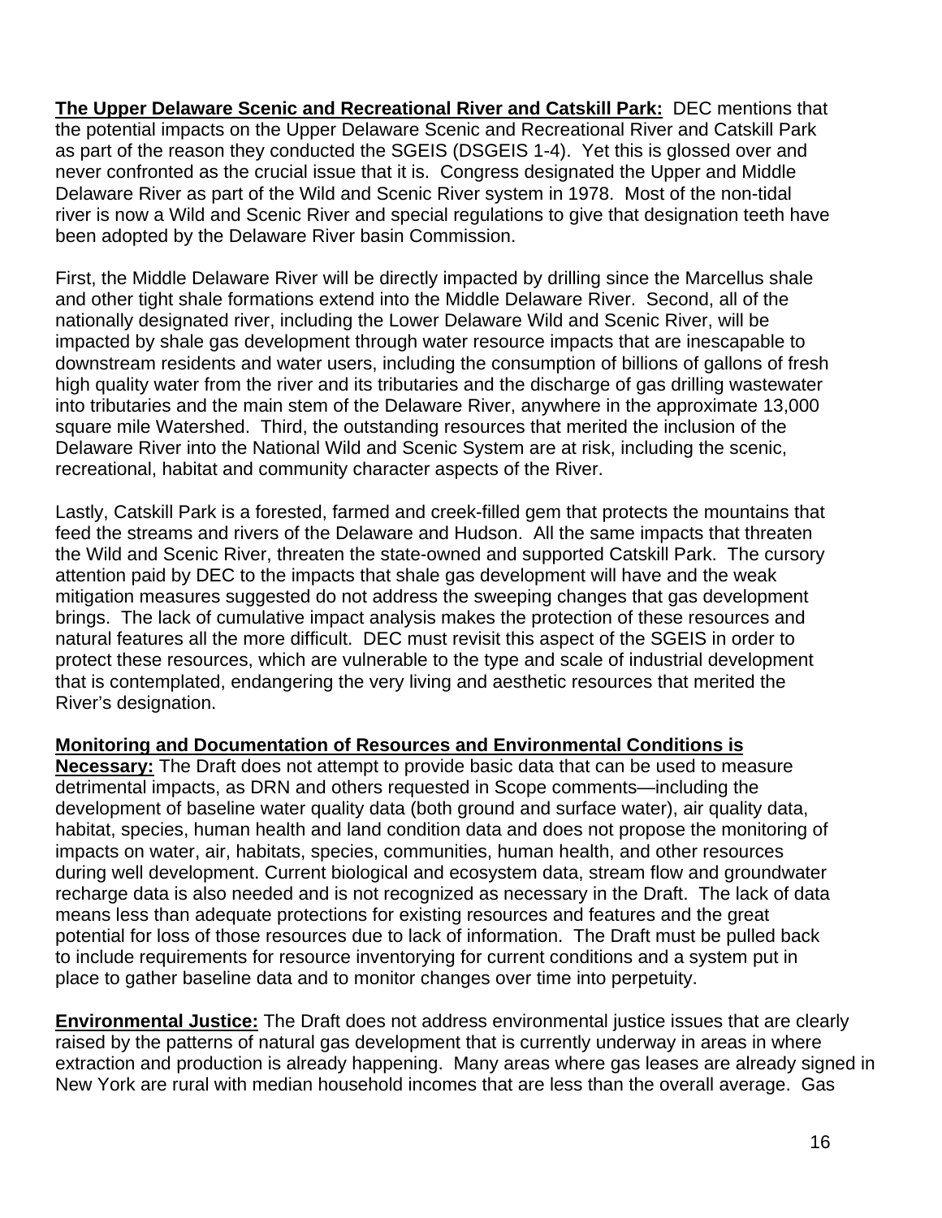**The Upper Delaware Scenic and Recreational River and Catskill Park:** DEC mentions that the potential impacts on the Upper Delaware Scenic and Recreational River and Catskill Park as part of the reason they conducted the SGEIS (DSGEIS 1-4). Yet this is glossed over and never confronted as the crucial issue that it is. Congress designated the Upper and Middle Delaware River as part of the Wild and Scenic River system in 1978. Most of the non-tidal river is now a Wild and Scenic River and special regulations to give that designation teeth have been adopted by the Delaware River basin Commission.

First, the Middle Delaware River will be directly impacted by drilling since the Marcellus shale and other tight shale formations extend into the Middle Delaware River. Second, all of the nationally designated river, including the Lower Delaware Wild and Scenic River, will be impacted by shale gas development through water resource impacts that are inescapable to downstream residents and water users, including the consumption of billions of gallons of fresh high quality water from the river and its tributaries and the discharge of gas drilling wastewater into tributaries and the main stem of the Delaware River, anywhere in the approximate 13,000 square mile Watershed. Third, the outstanding resources that merited the inclusion of the Delaware River into the National Wild and Scenic System are at risk, including the scenic, recreational, habitat and community character aspects of the River.

Lastly, Catskill Park is a forested, farmed and creek-filled gem that protects the mountains that feed the streams and rivers of the Delaware and Hudson. All the same impacts that threaten the Wild and Scenic River, threaten the state-owned and supported Catskill Park. The cursory attention paid by DEC to the impacts that shale gas development will have and the weak mitigation measures suggested do not address the sweeping changes that gas development brings. The lack of cumulative impact analysis makes the protection of these resources and natural features all the more difficult. DEC must revisit this aspect of the SGEIS in order to protect these resources, which are vulnerable to the type and scale of industrial development that is contemplated, endangering the very living and aesthetic resources that merited the River's designation.

**Monitoring and Documentation of Resources and Environmental Conditions is Necessary:** The Draft does not attempt to provide basic data that can be used to measure detrimental impacts, as DRN and others requested in Scope comments—including the development of baseline water quality data (both ground and surface water), air quality data, habitat, species, human health and land condition data and does not propose the monitoring of impacts on water, air, habitats, species, communities, human health, and other resources during well development. Current biological and ecosystem data, stream flow and groundwater recharge data is also needed and is not recognized as necessary in the Draft. The lack of data means less than adequate protections for existing resources and features and the great potential for loss of those resources due to lack of information. The Draft must be pulled back to include requirements for resource inventorying for current conditions and a system put in place to gather baseline data and to monitor changes over time into perpetuity.

**Environmental Justice:** The Draft does not address environmental justice issues that are clearly raised by the patterns of natural gas development that is currently underway in areas in where extraction and production is already happening. Many areas where gas leases are already signed in New York are rural with median household incomes that are less than the overall average. Gas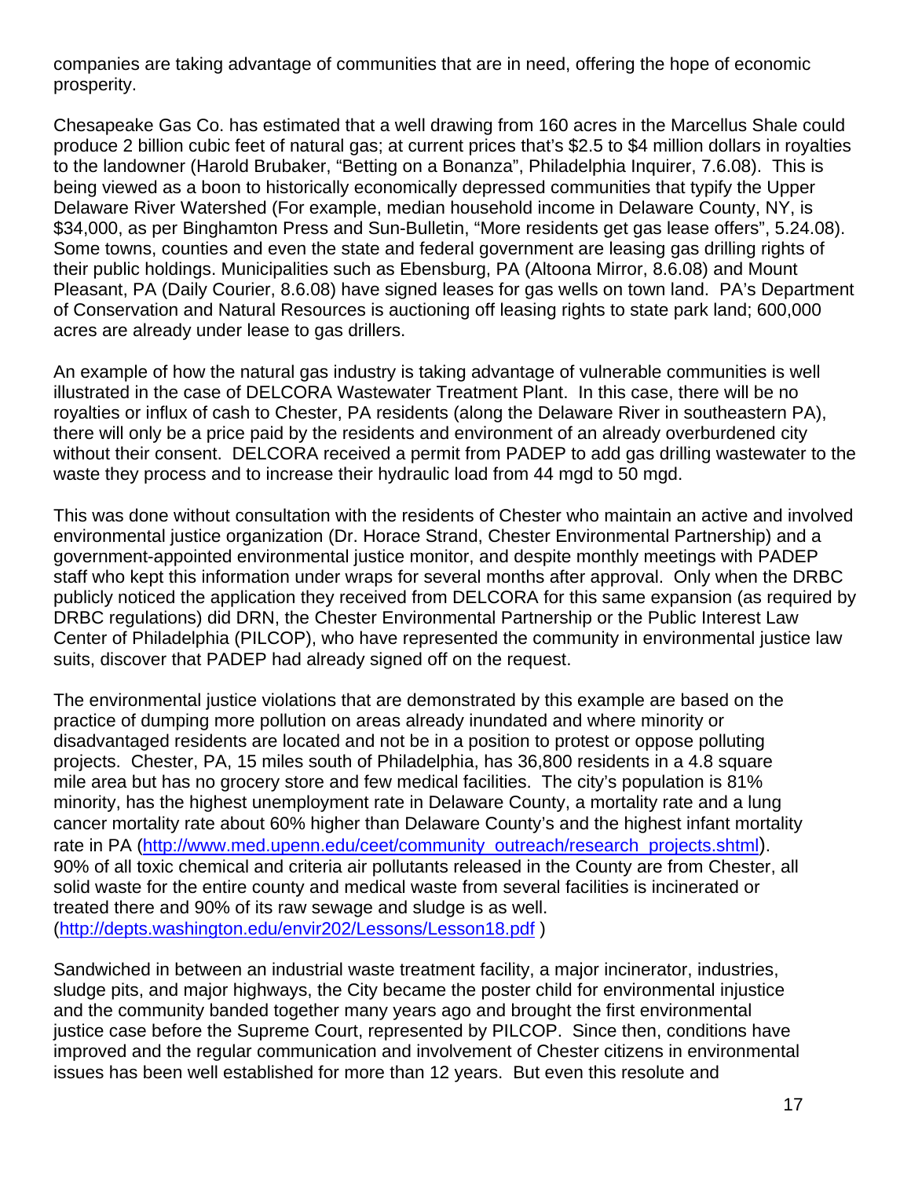companies are taking advantage of communities that are in need, offering the hope of economic prosperity.

Chesapeake Gas Co. has estimated that a well drawing from 160 acres in the Marcellus Shale could produce 2 billion cubic feet of natural gas; at current prices that's $2.5 to $4 million dollars in royalties to the landowner (Harold Brubaker, "Betting on a Bonanza", Philadelphia Inquirer, 7.6.08). This is being viewed as a boon to historically economically depressed communities that typify the Upper Delaware River Watershed (For example, median household income in Delaware County, NY, is $34,000, as per Binghamton Press and Sun-Bulletin, "More residents get gas lease offers", 5.24.08). Some towns, counties and even the state and federal government are leasing gas drilling rights of their public holdings. Municipalities such as Ebensburg, PA (Altoona Mirror, 8.6.08) and Mount Pleasant, PA (Daily Courier, 8.6.08) have signed leases for gas wells on town land. PA's Department of Conservation and Natural Resources is auctioning off leasing rights to state park land; 600,000 acres are already under lease to gas drillers.

An example of how the natural gas industry is taking advantage of vulnerable communities is well illustrated in the case of DELCORA Wastewater Treatment Plant. In this case, there will be no royalties or influx of cash to Chester, PA residents (along the Delaware River in southeastern PA), there will only be a price paid by the residents and environment of an already overburdened city without their consent. DELCORA received a permit from PADEP to add gas drilling wastewater to the waste they process and to increase their hydraulic load from 44 mgd to 50 mgd.

This was done without consultation with the residents of Chester who maintain an active and involved environmental justice organization (Dr. Horace Strand, Chester Environmental Partnership) and a government-appointed environmental justice monitor, and despite monthly meetings with PADEP staff who kept this information under wraps for several months after approval. Only when the DRBC publicly noticed the application they received from DELCORA for this same expansion (as required by DRBC regulations) did DRN, the Chester Environmental Partnership or the Public Interest Law Center of Philadelphia (PILCOP), who have represented the community in environmental justice law suits, discover that PADEP had already signed off on the request.

The environmental justice violations that are demonstrated by this example are based on the practice of dumping more pollution on areas already inundated and where minority or disadvantaged residents are located and not be in a position to protest or oppose polluting projects. Chester, PA, 15 miles south of Philadelphia, has 36,800 residents in a 4.8 square mile area but has no grocery store and few medical facilities. The city's population is 81% minority, has the highest unemployment rate in Delaware County, a mortality rate and a lung cancer mortality rate about 60% higher than Delaware County's and the highest infant mortality rate in PA (http://www.med.upenn.edu/ceet/community_outreach/research_projects.shtml). 90% of all toxic chemical and criteria air pollutants released in the County are from Chester, all solid waste for the entire county and medical waste from several facilities is incinerated or treated there and 90% of its raw sewage and sludge is as well. (http://depts.washington.edu/envir202/Lessons/Lesson18.pdf )

Sandwiched in between an industrial waste treatment facility, a major incinerator, industries, sludge pits, and major highways, the City became the poster child for environmental injustice and the community banded together many years ago and brought the first environmental justice case before the Supreme Court, represented by PILCOP. Since then, conditions have improved and the regular communication and involvement of Chester citizens in environmental issues has been well established for more than 12 years. But even this resolute and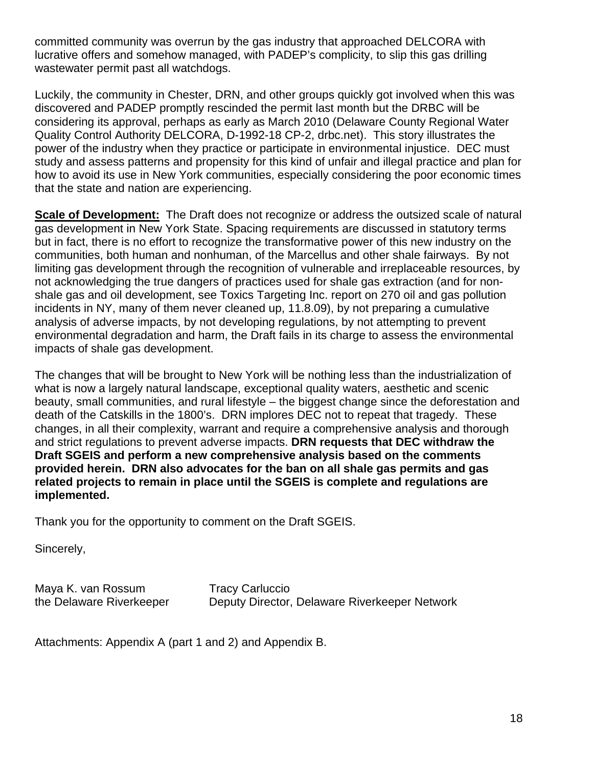committed community was overrun by the gas industry that approached DELCORA with lucrative offers and somehow managed, with PADEP's complicity, to slip this gas drilling wastewater permit past all watchdogs.

Luckily, the community in Chester, DRN, and other groups quickly got involved when this was discovered and PADEP promptly rescinded the permit last month but the DRBC will be considering its approval, perhaps as early as March 2010 (Delaware County Regional Water Quality Control Authority DELCORA, D-1992-18 CP-2, drbc.net). This story illustrates the power of the industry when they practice or participate in environmental injustice. DEC must study and assess patterns and propensity for this kind of unfair and illegal practice and plan for how to avoid its use in New York communities, especially considering the poor economic times that the state and nation are experiencing.

**Scale of Development:** The Draft does not recognize or address the outsized scale of natural gas development in New York State. Spacing requirements are discussed in statutory terms but in fact, there is no effort to recognize the transformative power of this new industry on the communities, both human and nonhuman, of the Marcellus and other shale fairways. By not limiting gas development through the recognition of vulnerable and irreplaceable resources, by not acknowledging the true dangers of practices used for shale gas extraction (and for non-shale gas and oil development, see Toxics Targeting Inc. report on 270 oil and gas pollution incidents in NY, many of them never cleaned up, 11.8.09), by not preparing a cumulative analysis of adverse impacts, by not developing regulations, by not attempting to prevent environmental degradation and harm, the Draft fails in its charge to assess the environmental impacts of shale gas development.

The changes that will be brought to New York will be nothing less than the industrialization of what is now a largely natural landscape, exceptional quality waters, aesthetic and scenic beauty, small communities, and rural lifestyle – the biggest change since the deforestation and death of the Catskills in the 1800's. DRN implores DEC not to repeat that tragedy. These changes, in all their complexity, warrant and require a comprehensive analysis and thorough and strict regulations to prevent adverse impacts. **DRN requests that DEC withdraw the Draft SGEIS and perform a new comprehensive analysis based on the comments provided herein. DRN also advocates for the ban on all shale gas permits and gas related projects to remain in place until the SGEIS is complete and regulations are implemented.**

Thank you for the opportunity to comment on the Draft SGEIS.

Sincerely,

| | |
|---|---|
| Maya K. van Rossum | Tracy Carluccio |
| the Delaware Riverkeeper | Deputy Director, Delaware Riverkeeper Network |

Attachments: Appendix A (part 1 and 2) and Appendix B.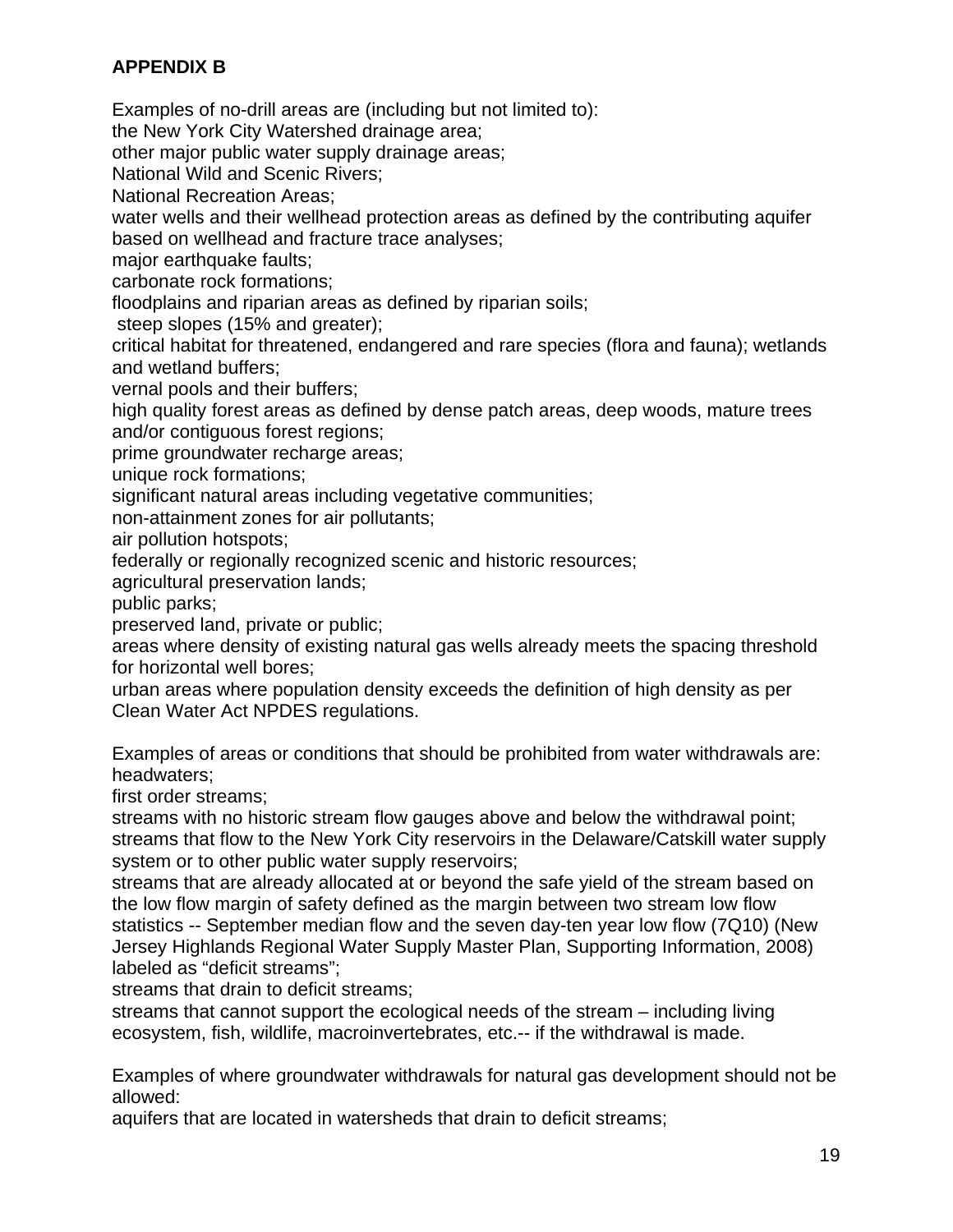**APPENDIX B**

Examples of no-drill areas are (including but not limited to):
the New York City Watershed drainage area;
other major public water supply drainage areas;
National Wild and Scenic Rivers;
National Recreation Areas;
water wells and their wellhead protection areas as defined by the contributing aquifer based on wellhead and fracture trace analyses;
major earthquake faults;
carbonate rock formations;
floodplains and riparian areas as defined by riparian soils;
steep slopes (15% and greater);
critical habitat for threatened, endangered and rare species (flora and fauna); wetlands and wetland buffers;
vernal pools and their buffers;
high quality forest areas as defined by dense patch areas, deep woods, mature trees and/or contiguous forest regions;
prime groundwater recharge areas;
unique rock formations;
significant natural areas including vegetative communities;
non-attainment zones for air pollutants;
air pollution hotspots;
federally or regionally recognized scenic and historic resources;
agricultural preservation lands;
public parks;
preserved land, private or public;
areas where density of existing natural gas wells already meets the spacing threshold for horizontal well bores;
urban areas where population density exceeds the definition of high density as per Clean Water Act NPDES regulations.

Examples of areas or conditions that should be prohibited from water withdrawals are:
headwaters;
first order streams;
streams with no historic stream flow gauges above and below the withdrawal point;
streams that flow to the New York City reservoirs in the Delaware/Catskill water supply system or to other public water supply reservoirs;
streams that are already allocated at or beyond the safe yield of the stream based on the low flow margin of safety defined as the margin between two stream low flow statistics -- September median flow and the seven day-ten year low flow (7Q10) (New Jersey Highlands Regional Water Supply Master Plan, Supporting Information, 2008) labeled as “deficit streams”;
streams that drain to deficit streams;
streams that cannot support the ecological needs of the stream – including living ecosystem, fish, wildlife, macroinvertebrates, etc.-- if the withdrawal is made.

Examples of where groundwater withdrawals for natural gas development should not be allowed:
aquifers that are located in watersheds that drain to deficit streams;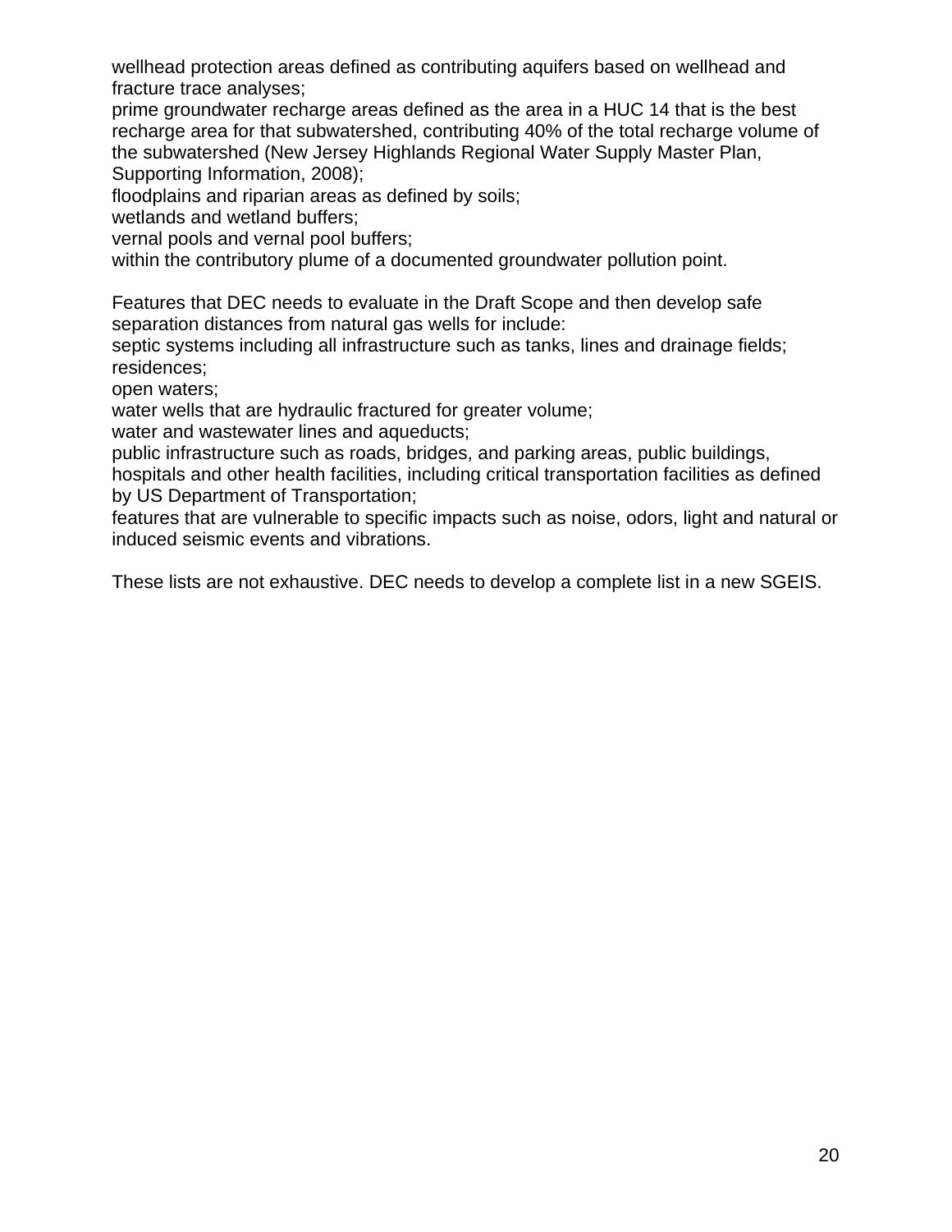wellhead protection areas defined as contributing aquifers based on wellhead and fracture trace analyses;
prime groundwater recharge areas defined as the area in a HUC 14 that is the best recharge area for that subwatershed, contributing 40% of the total recharge volume of the subwatershed (New Jersey Highlands Regional Water Supply Master Plan, Supporting Information, 2008);
floodplains and riparian areas as defined by soils;
wetlands and wetland buffers;
vernal pools and vernal pool buffers;
within the contributory plume of a documented groundwater pollution point.

Features that DEC needs to evaluate in the Draft Scope and then develop safe separation distances from natural gas wells for include:
septic systems including all infrastructure such as tanks, lines and drainage fields;
residences;
open waters;
water wells that are hydraulic fractured for greater volume;
water and wastewater lines and aqueducts;
public infrastructure such as roads, bridges, and parking areas, public buildings, hospitals and other health facilities, including critical transportation facilities as defined by US Department of Transportation;
features that are vulnerable to specific impacts such as noise, odors, light and natural or induced seismic events and vibrations.

These lists are not exhaustive. DEC needs to develop a complete list in a new SGEIS.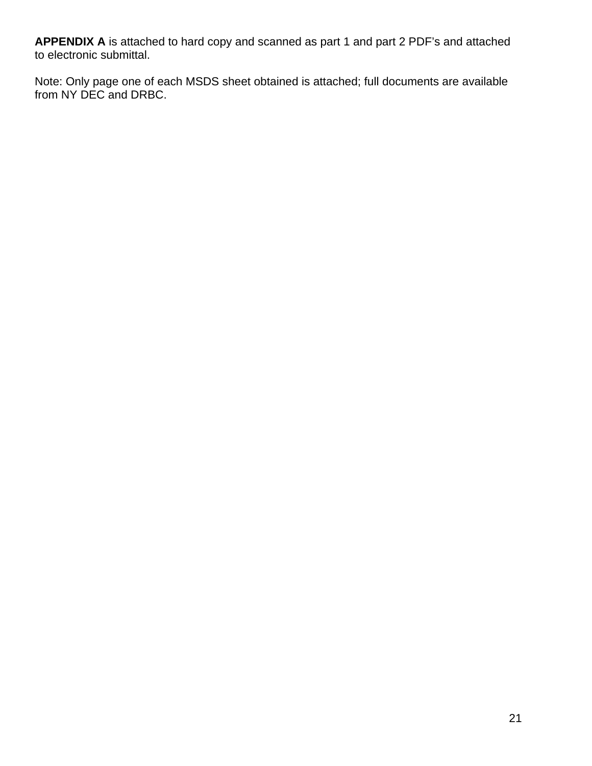**APPENDIX A** is attached to hard copy and scanned as part 1 and part 2 PDF's and attached to electronic submittal.

Note: Only page one of each MSDS sheet obtained is attached; full documents are available from NY DEC and DRBC.